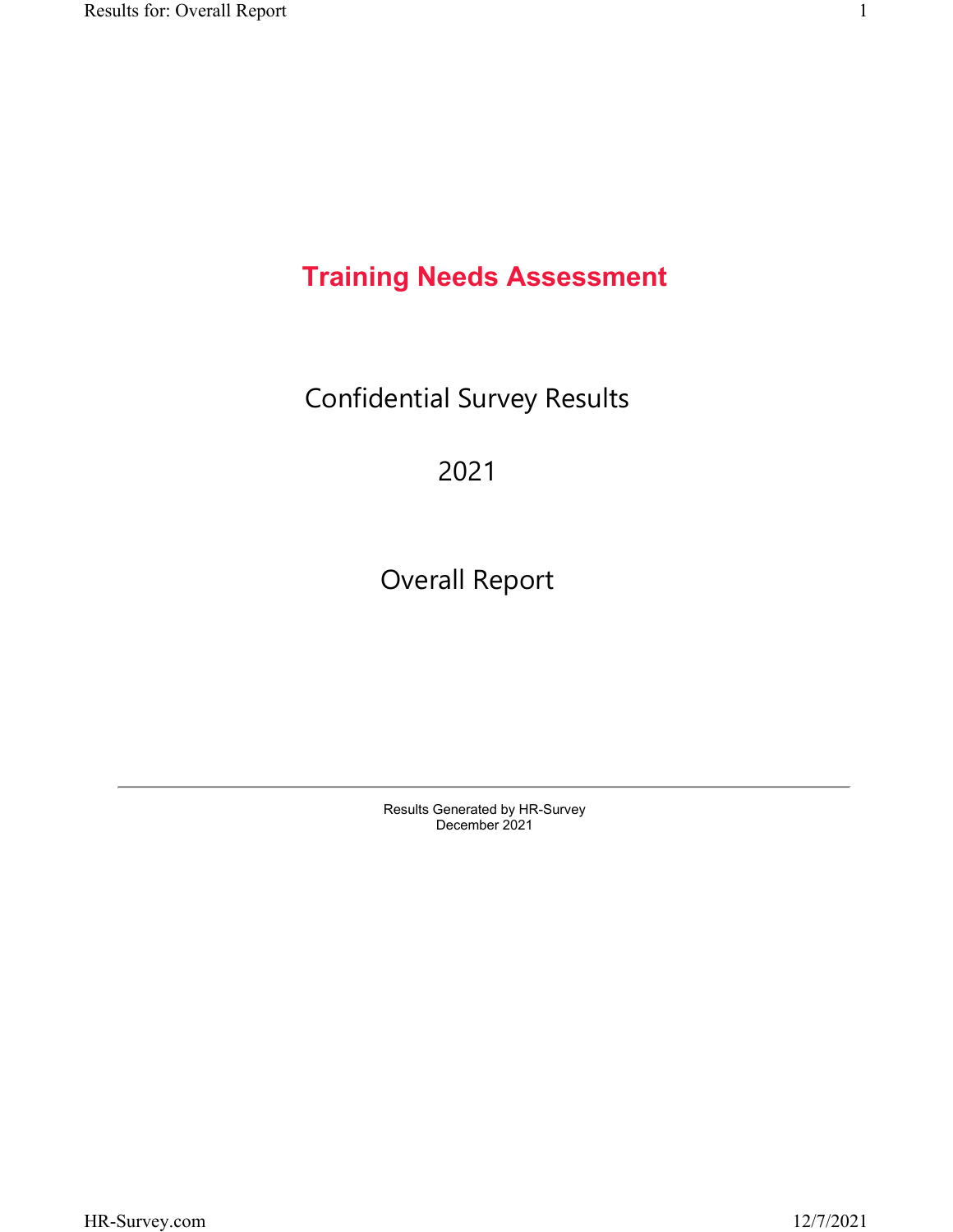# Training Needs Assessment

Confidential Survey Results

2021

Overall Report

---

Results Generated by HR-Survey
December 2021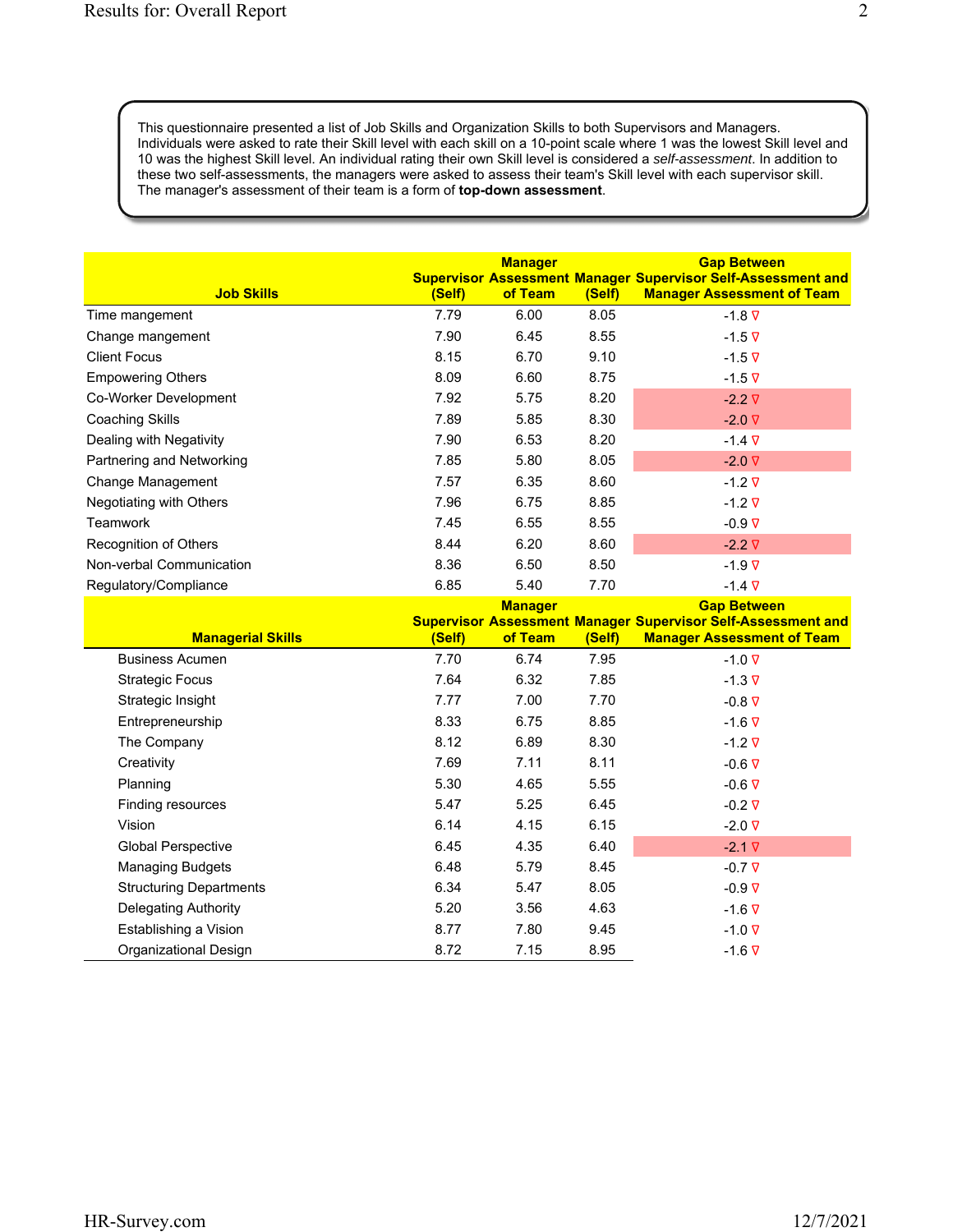This questionnaire presented a list of Job Skills and Organization Skills to both Supervisors and Managers. Individuals were asked to rate their Skill level with each skill on a 10-point scale where 1 was the lowest Skill level and 10 was the highest Skill level. An individual rating their own Skill level is considered a *self-assessment*. In addition to these two self-assessments, the managers were asked to assess their team's Skill level with each supervisor skill. The manager's assessment of their team is a form of **top-down assessment**.

| Job Skills | Supervisor (Self) | Manager Assessment of Team | Manager (Self) | Gap Between Supervisor Self-Assessment and Manager Assessment of Team |
|---|---|---|---|---|
| Time mangement | 7.79 | 6.00 | 8.05 | -1.8 ▽ |
| Change mangement | 7.90 | 6.45 | 8.55 | -1.5 ▽ |
| Client Focus | 8.15 | 6.70 | 9.10 | -1.5 ▽ |
| Empowering Others | 8.09 | 6.60 | 8.75 | -1.5 ▽ |
| Co-Worker Development | 7.92 | 5.75 | 8.20 | -2.2 ▽ |
| Coaching Skills | 7.89 | 5.85 | 8.30 | -2.0 ▽ |
| Dealing with Negativity | 7.90 | 6.53 | 8.20 | -1.4 ▽ |
| Partnering and Networking | 7.85 | 5.80 | 8.05 | -2.0 ▽ |
| Change Management | 7.57 | 6.35 | 8.60 | -1.2 ▽ |
| Negotiating with Others | 7.96 | 6.75 | 8.85 | -1.2 ▽ |
| Teamwork | 7.45 | 6.55 | 8.55 | -0.9 ▽ |
| Recognition of Others | 8.44 | 6.20 | 8.60 | -2.2 ▽ |
| Non-verbal Communication | 8.36 | 6.50 | 8.50 | -1.9 ▽ |
| Regulatory/Compliance | 6.85 | 5.40 | 7.70 | -1.4 ▽ |

| Managerial Skills | Supervisor (Self) | Manager Assessment of Team | Manager (Self) | Gap Between Supervisor Self-Assessment and Manager Assessment of Team |
|---|---|---|---|---|
| Business Acumen | 7.70 | 6.74 | 7.95 | -1.0 ▽ |
| Strategic Focus | 7.64 | 6.32 | 7.85 | -1.3 ▽ |
| Strategic Insight | 7.77 | 7.00 | 7.70 | -0.8 ▽ |
| Entrepreneurship | 8.33 | 6.75 | 8.85 | -1.6 ▽ |
| The Company | 8.12 | 6.89 | 8.30 | -1.2 ▽ |
| Creativity | 7.69 | 7.11 | 8.11 | -0.6 ▽ |
| Planning | 5.30 | 4.65 | 5.55 | -0.6 ▽ |
| Finding resources | 5.47 | 5.25 | 6.45 | -0.2 ▽ |
| Vision | 6.14 | 4.15 | 6.15 | -2.0 ▽ |
| Global Perspective | 6.45 | 4.35 | 6.40 | -2.1 ▽ |
| Managing Budgets | 6.48 | 5.79 | 8.45 | -0.7 ▽ |
| Structuring Departments | 6.34 | 5.47 | 8.05 | -0.9 ▽ |
| Delegating Authority | 5.20 | 3.56 | 4.63 | -1.6 ▽ |
| Establishing a Vision | 8.77 | 7.80 | 9.45 | -1.0 ▽ |
| Organizational Design | 8.72 | 7.15 | 8.95 | -1.6 ▽ |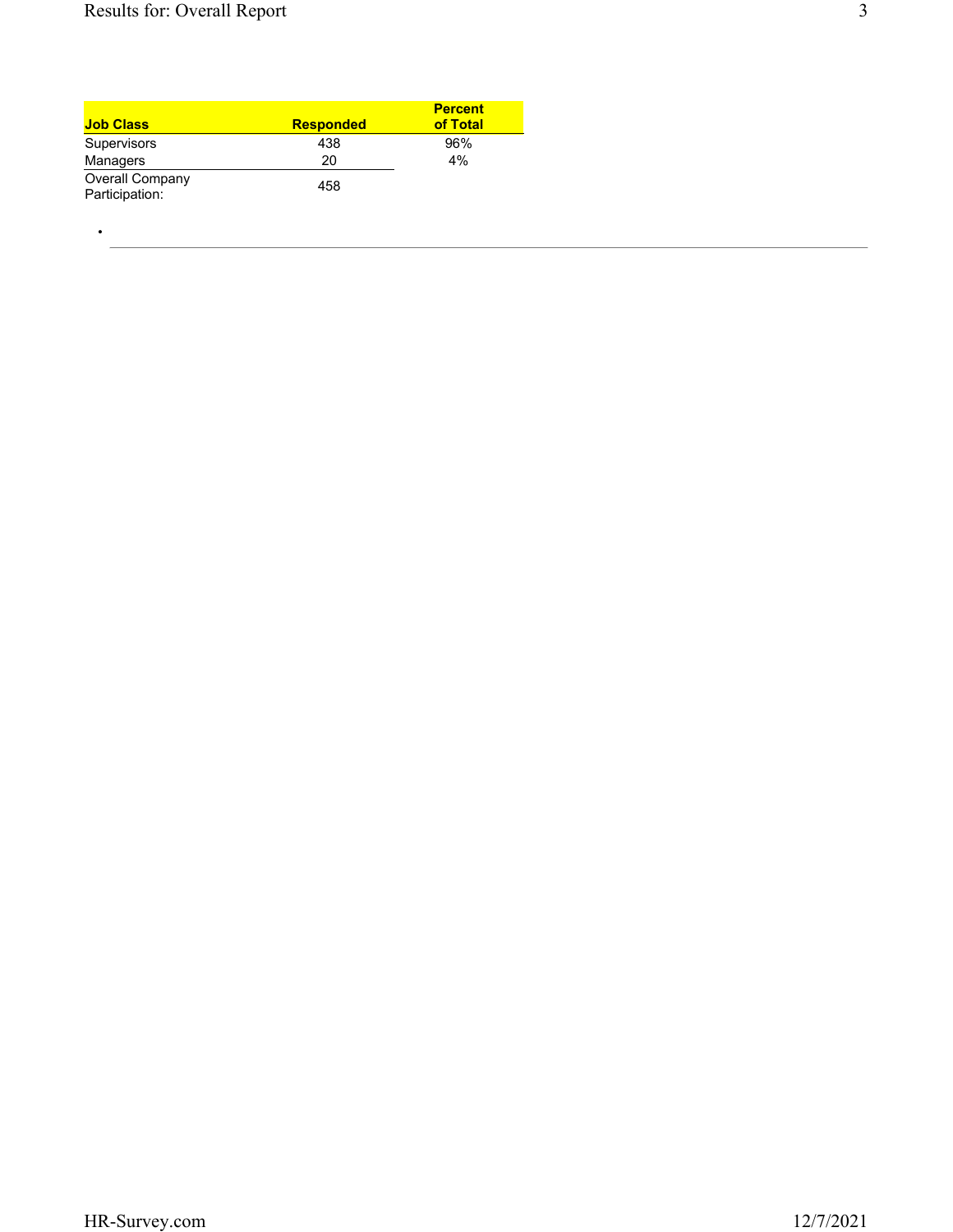| Job Class | Responded | Percent of Total |
| --- | --- | --- |
| Supervisors | 438 | 96% |
| Managers | 20 | 4% |
| Overall Company Participation: | 458 | |

•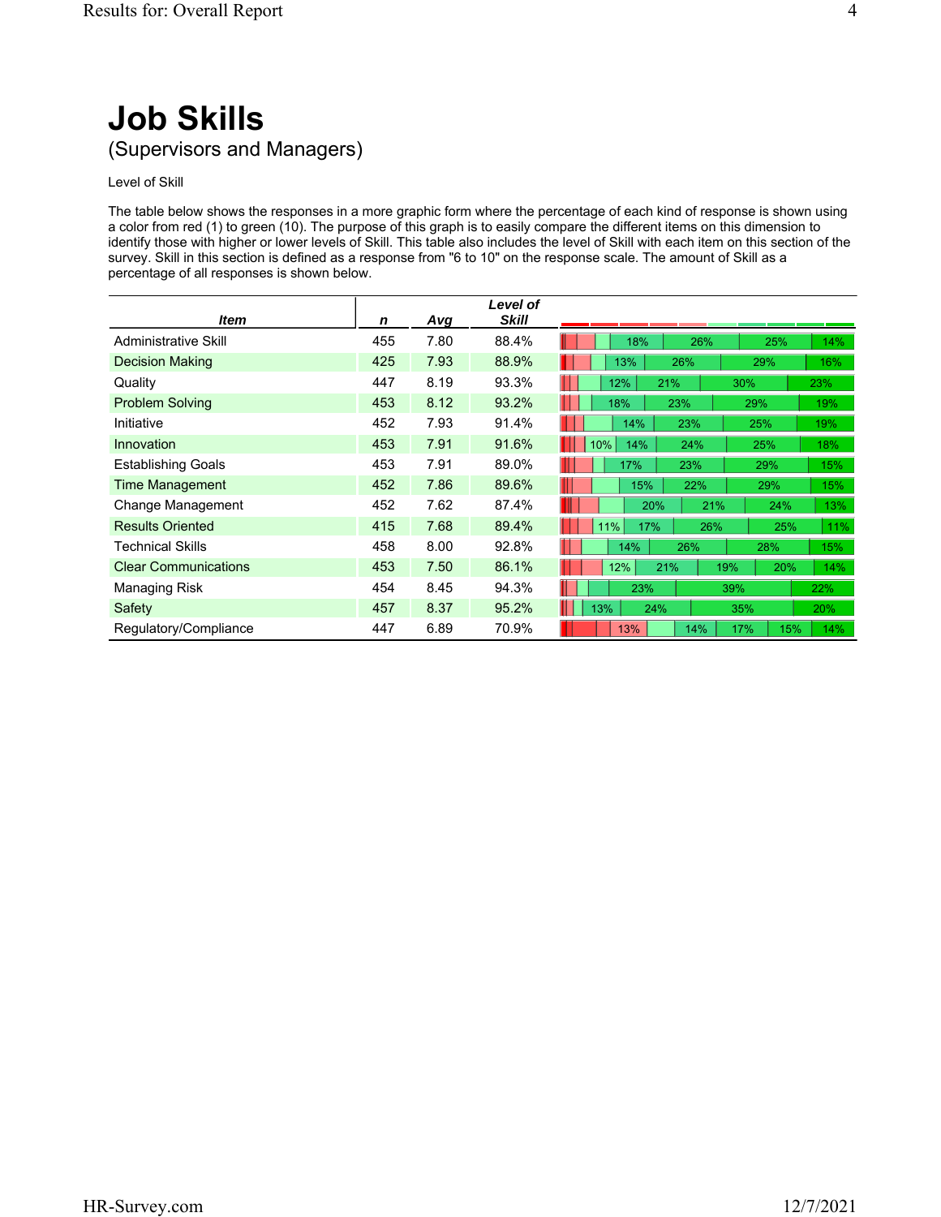# Job Skills

(Supervisors and Managers)

Level of Skill

The table below shows the responses in a more graphic form where the percentage of each kind of response is shown using a color from red (1) to green (10). The purpose of this graph is to easily compare the different items on this dimension to identify those with higher or lower levels of Skill. This table also includes the level of Skill with each item on this section of the survey. Skill in this section is defined as a response from "6 to 10" on the response scale. The amount of Skill as a percentage of all responses is shown below.

| *Item* | *n* | *Avg* | *Level of Skill* | |
|---|---|---|---|---|
| Administrative Skill | 455 | 7.80 | 88.4% | 18% 26% 25% 14% |
| Decision Making | 425 | 7.93 | 88.9% | 13% 26% 29% 16% |
| Quality | 447 | 8.19 | 93.3% | 12% 21% 30% 23% |
| Problem Solving | 453 | 8.12 | 93.2% | 18% 23% 29% 19% |
| Initiative | 452 | 7.93 | 91.4% | 14% 23% 25% 19% |
| Innovation | 453 | 7.91 | 91.6% | 10% 14% 24% 25% 18% |
| Establishing Goals | 453 | 7.91 | 89.0% | 17% 23% 29% 15% |
| Time Management | 452 | 7.86 | 89.6% | 15% 22% 29% 15% |
| Change Management | 452 | 7.62 | 87.4% | 20% 21% 24% 13% |
| Results Oriented | 415 | 7.68 | 89.4% | 11% 17% 26% 25% 11% |
| Technical Skills | 458 | 8.00 | 92.8% | 14% 26% 28% 15% |
| Clear Communications | 453 | 7.50 | 86.1% | 12% 21% 19% 20% 14% |
| Managing Risk | 454 | 8.45 | 94.3% | 23% 39% 22% |
| Safety | 457 | 8.37 | 95.2% | 13% 24% 35% 20% |
| Regulatory/Compliance | 447 | 6.89 | 70.9% | 13% 14% 17% 15% 14% |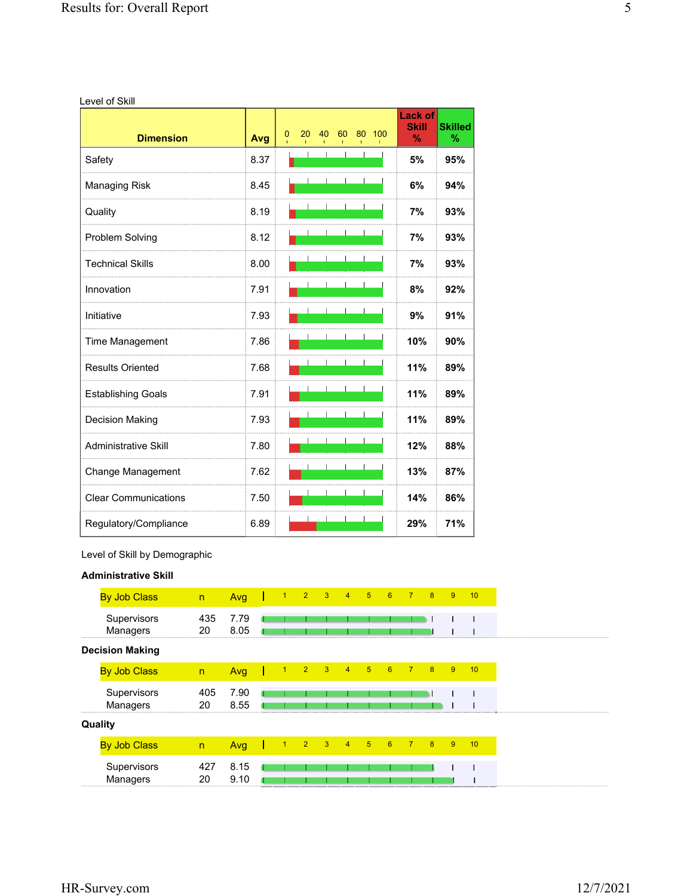Level of Skill

| Dimension | Avg | Lack of Skill % | Skilled % |
|---|---|---|---|
| Safety | 8.37 | 5% | 95% |
| Managing Risk | 8.45 | 6% | 94% |
| Quality | 8.19 | 7% | 93% |
| Problem Solving | 8.12 | 7% | 93% |
| Technical Skills | 8.00 | 7% | 93% |
| Innovation | 7.91 | 8% | 92% |
| Initiative | 7.93 | 9% | 91% |
| Time Management | 7.86 | 10% | 90% |
| Results Oriented | 7.68 | 11% | 89% |
| Establishing Goals | 7.91 | 11% | 89% |
| Decision Making | 7.93 | 11% | 89% |
| Administrative Skill | 7.80 | 12% | 88% |
| Change Management | 7.62 | 13% | 87% |
| Clear Communications | 7.50 | 14% | 86% |
| Regulatory/Compliance | 6.89 | 29% | 71% |

Level of Skill by Demographic

**Administrative Skill**

| By Job Class | n | Avg |
|---|---|---|
| Supervisors | 435 | 7.79 |
| Managers | 20 | 8.05 |

**Decision Making**

| By Job Class | n | Avg |
|---|---|---|
| Supervisors | 405 | 7.90 |
| Managers | 20 | 8.55 |

**Quality**

| By Job Class | n | Avg |
|---|---|---|
| Supervisors | 427 | 8.15 |
| Managers | 20 | 9.10 |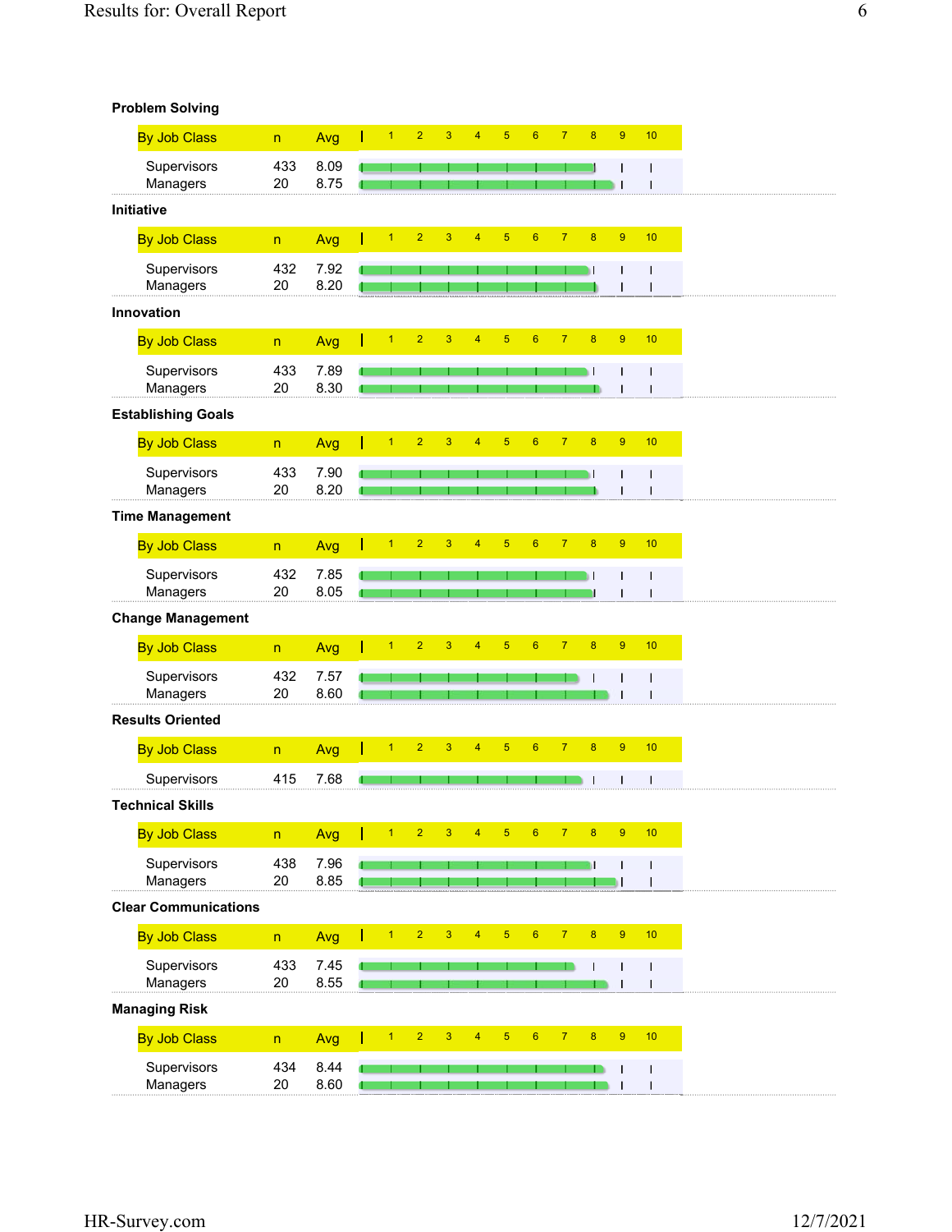**Problem Solving**

| By Job Class | n | Avg |
|---|---|---|
| Supervisors | 433 | 8.09 |
| Managers | 20 | 8.75 |

**Initiative**

| By Job Class | n | Avg |
|---|---|---|
| Supervisors | 432 | 7.92 |
| Managers | 20 | 8.20 |

**Innovation**

| By Job Class | n | Avg |
|---|---|---|
| Supervisors | 433 | 7.89 |
| Managers | 20 | 8.30 |

**Establishing Goals**

| By Job Class | n | Avg |
|---|---|---|
| Supervisors | 433 | 7.90 |
| Managers | 20 | 8.20 |

**Time Management**

| By Job Class | n | Avg |
|---|---|---|
| Supervisors | 432 | 7.85 |
| Managers | 20 | 8.05 |

**Change Management**

| By Job Class | n | Avg |
|---|---|---|
| Supervisors | 432 | 7.57 |
| Managers | 20 | 8.60 |

**Results Oriented**

| By Job Class | n | Avg |
|---|---|---|
| Supervisors | 415 | 7.68 |

**Technical Skills**

| By Job Class | n | Avg |
|---|---|---|
| Supervisors | 438 | 7.96 |
| Managers | 20 | 8.85 |

**Clear Communications**

| By Job Class | n | Avg |
|---|---|---|
| Supervisors | 433 | 7.45 |
| Managers | 20 | 8.55 |

**Managing Risk**

| By Job Class | n | Avg |
|---|---|---|
| Supervisors | 434 | 8.44 |
| Managers | 20 | 8.60 |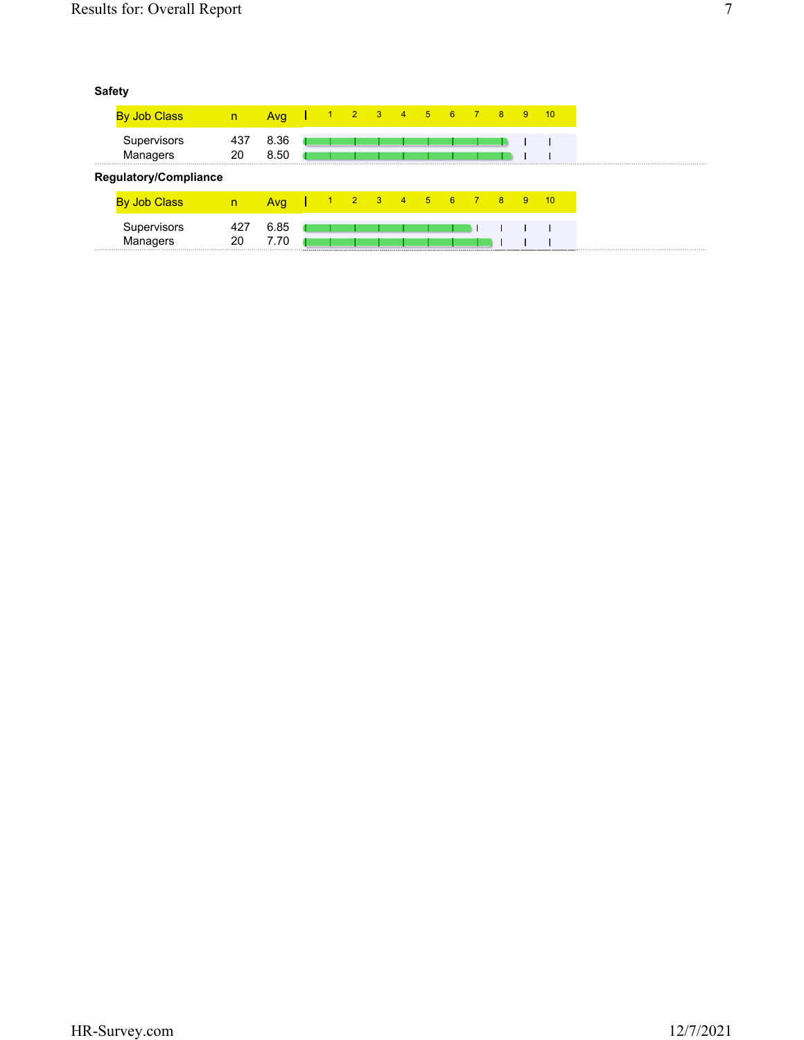**Safety**

| By Job Class | n | Avg |
|---|---|---|
| Supervisors | 437 | 8.36 |
| Managers | 20 | 8.50 |

**Regulatory/Compliance**

| By Job Class | n | Avg |
|---|---|---|
| Supervisors | 427 | 6.85 |
| Managers | 20 | 7.70 |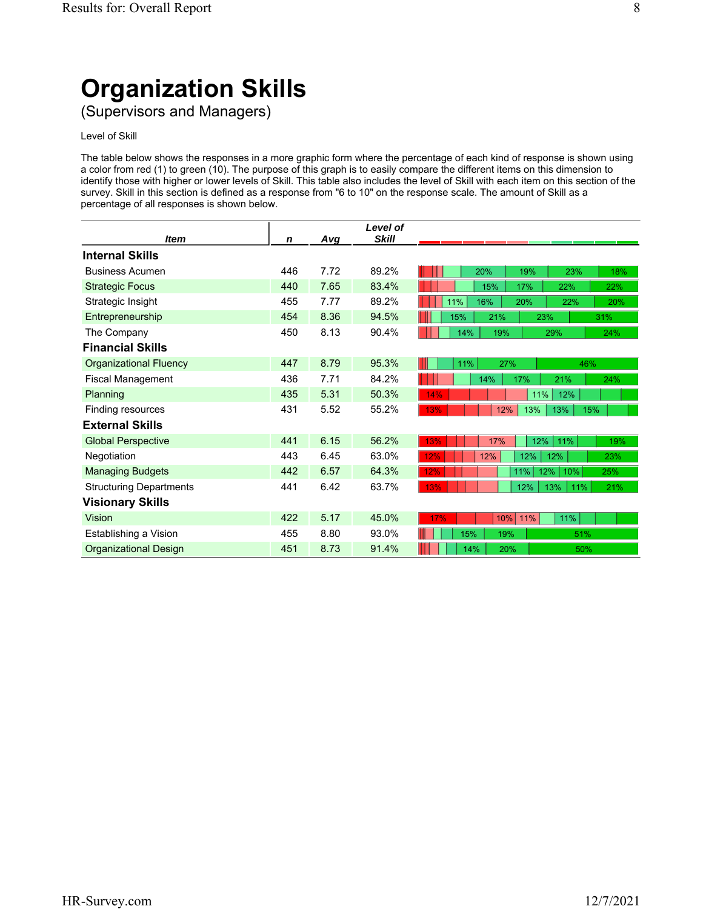# Organization Skills

(Supervisors and Managers)

Level of Skill

The table below shows the responses in a more graphic form where the percentage of each kind of response is shown using a color from red (1) to green (10). The purpose of this graph is to easily compare the different items on this dimension to identify those with higher or lower levels of Skill. This table also includes the level of Skill with each item on this section of the survey. Skill in this section is defined as a response from "6 to 10" on the response scale. The amount of Skill as a percentage of all responses is shown below.

| *Item* | *n* | *Avg* | *Level of Skill* | |
|---|---|---|---|---|
| **Internal Skills** | | | | |
| Business Acumen | 446 | 7.72 | 89.2% | 20% 19% 23% 18% |
| Strategic Focus | 440 | 7.65 | 83.4% | 15% 17% 22% 22% |
| Strategic Insight | 455 | 7.77 | 89.2% | 11% 16% 20% 22% 20% |
| Entrepreneurship | 454 | 8.36 | 94.5% | 15% 21% 23% 31% |
| The Company | 450 | 8.13 | 90.4% | 14% 19% 29% 24% |
| **Financial Skills** | | | | |
| Organizational Fluency | 447 | 8.79 | 95.3% | 11% 27% 46% |
| Fiscal Management | 436 | 7.71 | 84.2% | 14% 17% 21% 24% |
| Planning | 435 | 5.31 | 50.3% | 14% 11% 12% |
| Finding resources | 431 | 5.52 | 55.2% | 13% 12% 13% 13% 15% |
| **External Skills** | | | | |
| Global Perspective | 441 | 6.15 | 56.2% | 13% 17% 12% 11% 19% |
| Negotiation | 443 | 6.45 | 63.0% | 12% 12% 12% 12% 23% |
| Managing Budgets | 442 | 6.57 | 64.3% | 12% 11% 12% 10% 25% |
| Structuring Departments | 441 | 6.42 | 63.7% | 13% 12% 13% 11% 21% |
| **Visionary Skills** | | | | |
| Vision | 422 | 5.17 | 45.0% | 17% 10% 11% 11% |
| Establishing a Vision | 455 | 8.80 | 93.0% | 15% 19% 51% |
| Organizational Design | 451 | 8.73 | 91.4% | 14% 20% 50% |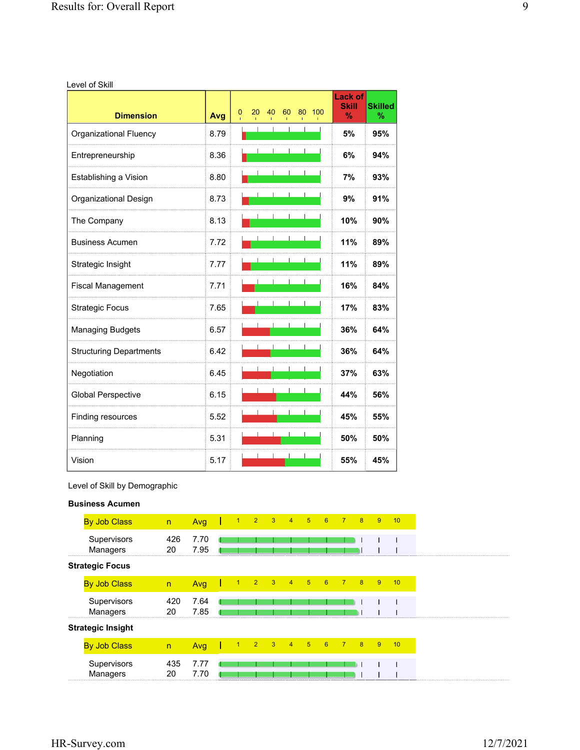Level of Skill

| Dimension | Avg | Lack of Skill % | Skilled % |
|---|---|---|---|
| Organizational Fluency | 8.79 | 5% | 95% |
| Entrepreneurship | 8.36 | 6% | 94% |
| Establishing a Vision | 8.80 | 7% | 93% |
| Organizational Design | 8.73 | 9% | 91% |
| The Company | 8.13 | 10% | 90% |
| Business Acumen | 7.72 | 11% | 89% |
| Strategic Insight | 7.77 | 11% | 89% |
| Fiscal Management | 7.71 | 16% | 84% |
| Strategic Focus | 7.65 | 17% | 83% |
| Managing Budgets | 6.57 | 36% | 64% |
| Structuring Departments | 6.42 | 36% | 64% |
| Negotiation | 6.45 | 37% | 63% |
| Global Perspective | 6.15 | 44% | 56% |
| Finding resources | 5.52 | 45% | 55% |
| Planning | 5.31 | 50% | 50% |
| Vision | 5.17 | 55% | 45% |

Level of Skill by Demographic

**Business Acumen**

| By Job Class | n | Avg |
|---|---|---|
| Supervisors | 426 | 7.70 |
| Managers | 20 | 7.95 |

**Strategic Focus**

| By Job Class | n | Avg |
|---|---|---|
| Supervisors | 420 | 7.64 |
| Managers | 20 | 7.85 |

**Strategic Insight**

| By Job Class | n | Avg |
|---|---|---|
| Supervisors | 435 | 7.77 |
| Managers | 20 | 7.70 |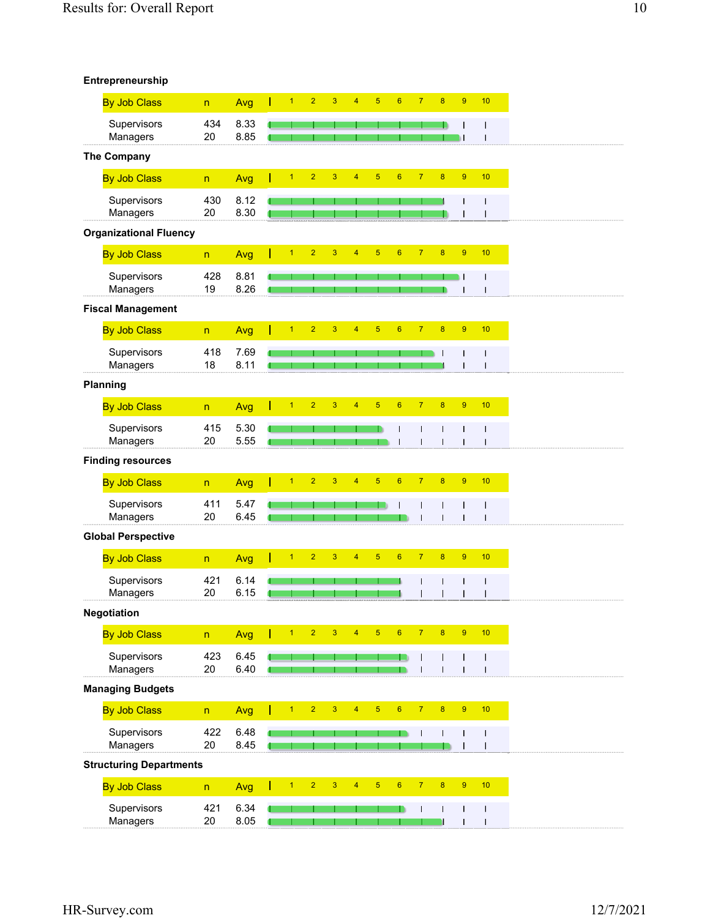### Entrepreneurship

| By Job Class | n | Avg |
|---|---|---|
| Supervisors | 434 | 8.33 |
| Managers | 20 | 8.85 |

### The Company

| By Job Class | n | Avg |
|---|---|---|
| Supervisors | 430 | 8.12 |
| Managers | 20 | 8.30 |

### Organizational Fluency

| By Job Class | n | Avg |
|---|---|---|
| Supervisors | 428 | 8.81 |
| Managers | 19 | 8.26 |

### Fiscal Management

| By Job Class | n | Avg |
|---|---|---|
| Supervisors | 418 | 7.69 |
| Managers | 18 | 8.11 |

### Planning

| By Job Class | n | Avg |
|---|---|---|
| Supervisors | 415 | 5.30 |
| Managers | 20 | 5.55 |

### Finding resources

| By Job Class | n | Avg |
|---|---|---|
| Supervisors | 411 | 5.47 |
| Managers | 20 | 6.45 |

### Global Perspective

| By Job Class | n | Avg |
|---|---|---|
| Supervisors | 421 | 6.14 |
| Managers | 20 | 6.15 |

### Negotiation

| By Job Class | n | Avg |
|---|---|---|
| Supervisors | 423 | 6.45 |
| Managers | 20 | 6.40 |

### Managing Budgets

| By Job Class | n | Avg |
|---|---|---|
| Supervisors | 422 | 6.48 |
| Managers | 20 | 8.45 |

### Structuring Departments

| By Job Class | n | Avg |
|---|---|---|
| Supervisors | 421 | 6.34 |
| Managers | 20 | 8.05 |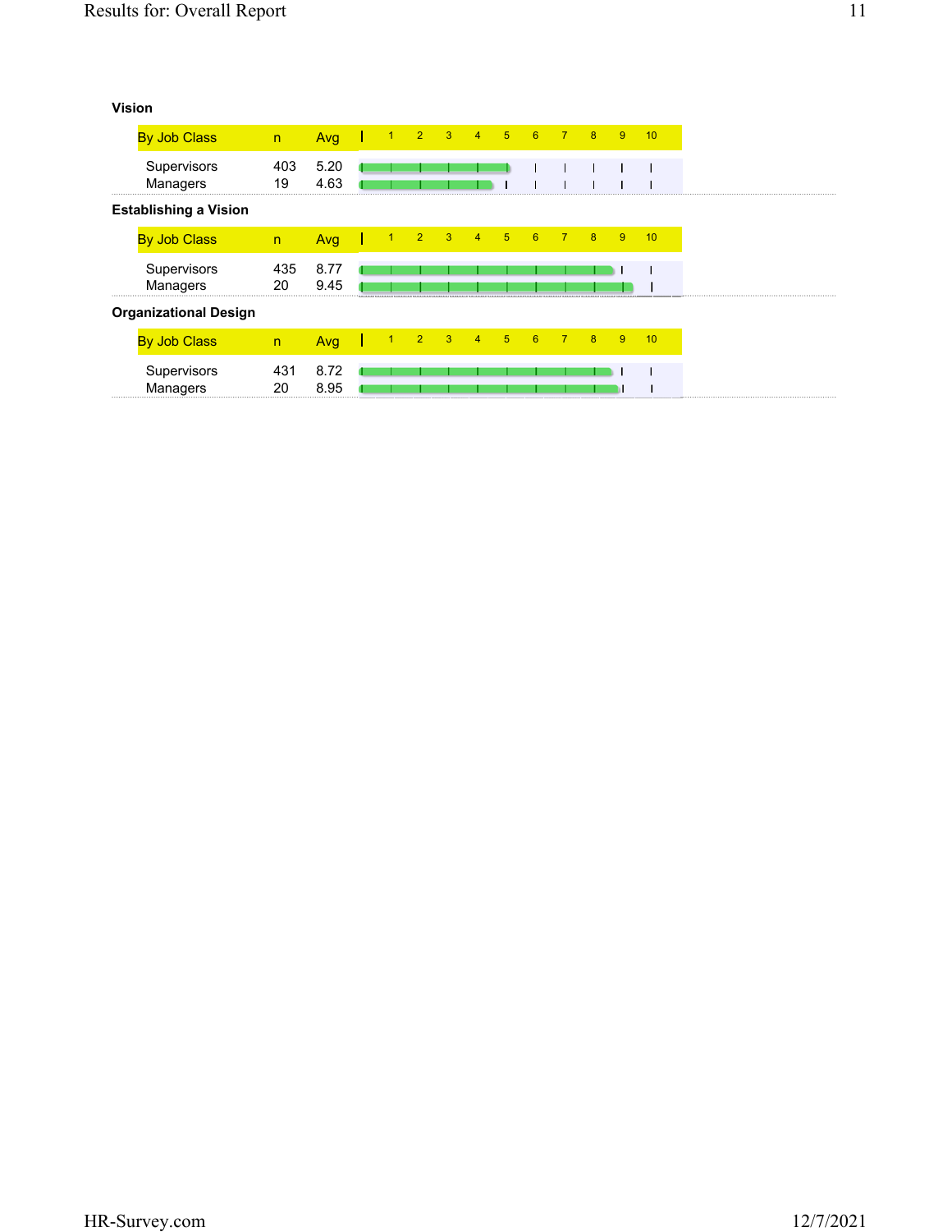### Vision

| By Job Class | n | Avg |
|---|---|---|
| Supervisors | 403 | 5.20 |
| Managers | 19 | 4.63 |

### Establishing a Vision

| By Job Class | n | Avg |
|---|---|---|
| Supervisors | 435 | 8.77 |
| Managers | 20 | 9.45 |

### Organizational Design

| By Job Class | n | Avg |
|---|---|---|
| Supervisors | 431 | 8.72 |
| Managers | 20 | 8.95 |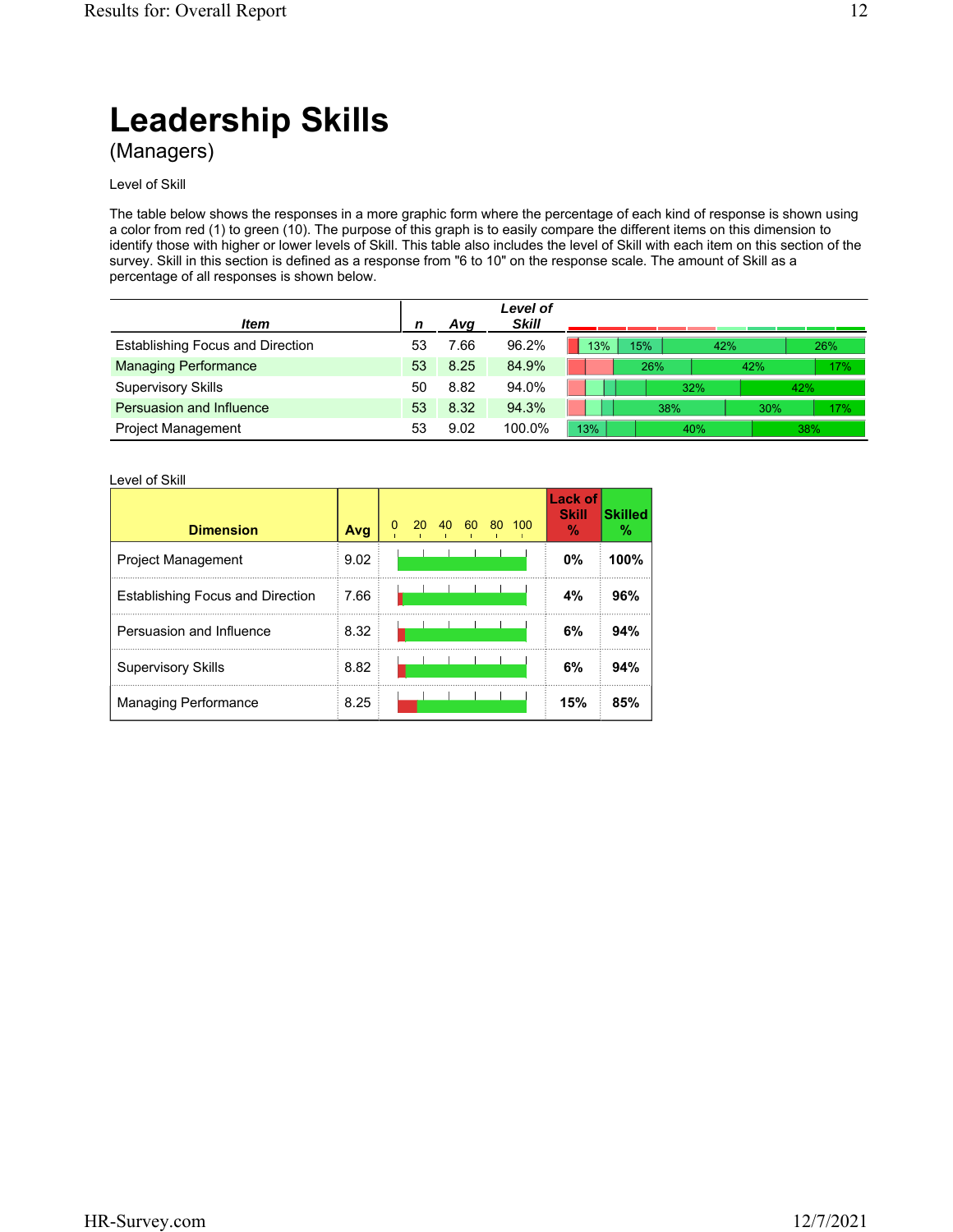# Leadership Skills

(Managers)

Level of Skill

The table below shows the responses in a more graphic form where the percentage of each kind of response is shown using a color from red (1) to green (10). The purpose of this graph is to easily compare the different items on this dimension to identify those with higher or lower levels of Skill. This table also includes the level of Skill with each item on this section of the survey. Skill in this section is defined as a response from "6 to 10" on the response scale. The amount of Skill as a percentage of all responses is shown below.

| *Item* | *n* | *Avg* | *Level of Skill* | |
|---|---|---|---|---|
| Establishing Focus and Direction | 53 | 7.66 | 96.2% | 13% 15% 42% 26% |
| Managing Performance | 53 | 8.25 | 84.9% | 26% 42% 17% |
| Supervisory Skills | 50 | 8.82 | 94.0% | 32% 42% |
| Persuasion and Influence | 53 | 8.32 | 94.3% | 38% 30% 17% |
| Project Management | 53 | 9.02 | 100.0% | 13% 40% 38% |

Level of Skill

| Dimension | Avg | Lack of Skill % | Skilled % |
|---|---|---|---|
| Project Management | 9.02 | 0% | 100% |
| Establishing Focus and Direction | 7.66 | 4% | 96% |
| Persuasion and Influence | 8.32 | 6% | 94% |
| Supervisory Skills | 8.82 | 6% | 94% |
| Managing Performance | 8.25 | 15% | 85% |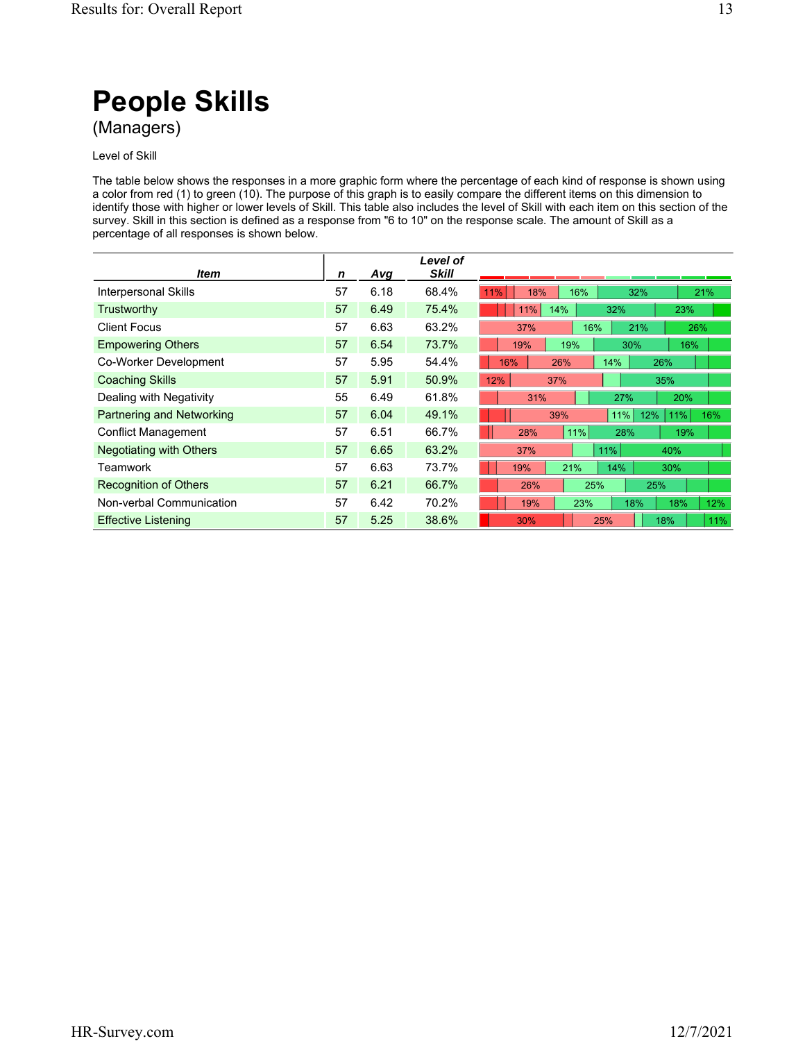# People Skills

(Managers)

Level of Skill

The table below shows the responses in a more graphic form where the percentage of each kind of response is shown using a color from red (1) to green (10). The purpose of this graph is to easily compare the different items on this dimension to identify those with higher or lower levels of Skill. This table also includes the level of Skill with each item on this section of the survey. Skill in this section is defined as a response from "6 to 10" on the response scale. The amount of Skill as a percentage of all responses is shown below.

| *Item* | *n* | *Avg* | *Level of Skill* | |
|---|---|---|---|---|
| Interpersonal Skills | 57 | 6.18 | 68.4% | 11% 18% 16% 32% 21% |
| Trustworthy | 57 | 6.49 | 75.4% | 11% 14% 32% 23% |
| Client Focus | 57 | 6.63 | 63.2% | 37% 16% 21% 26% |
| Empowering Others | 57 | 6.54 | 73.7% | 19% 19% 30% 16% |
| Co-Worker Development | 57 | 5.95 | 54.4% | 16% 26% 14% 26% |
| Coaching Skills | 57 | 5.91 | 50.9% | 12% 37% 35% |
| Dealing with Negativity | 55 | 6.49 | 61.8% | 31% 27% 20% |
| Partnering and Networking | 57 | 6.04 | 49.1% | 39% 11% 12% 11% 16% |
| Conflict Management | 57 | 6.51 | 66.7% | 28% 11% 28% 19% |
| Negotiating with Others | 57 | 6.65 | 63.2% | 37% 11% 40% |
| Teamwork | 57 | 6.63 | 73.7% | 19% 21% 14% 30% |
| Recognition of Others | 57 | 6.21 | 66.7% | 26% 25% 25% |
| Non-verbal Communication | 57 | 6.42 | 70.2% | 19% 23% 18% 18% 12% |
| Effective Listening | 57 | 5.25 | 38.6% | 30% 25% 18% 11% |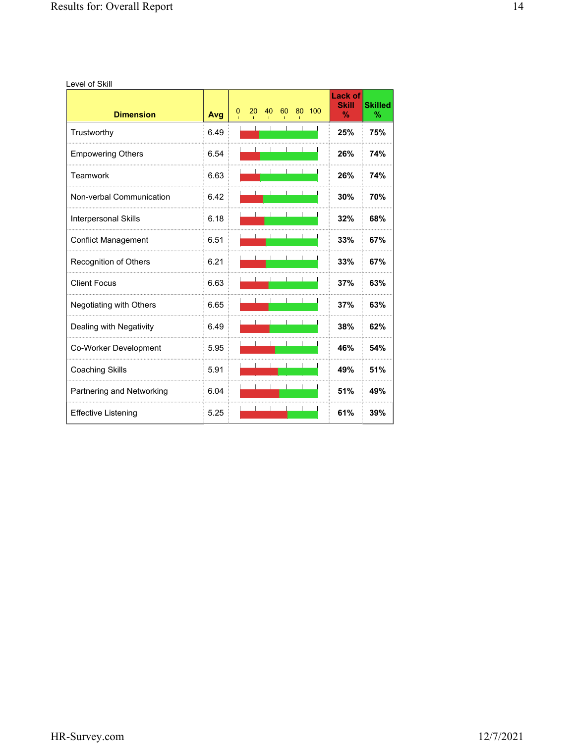Level of Skill

| Dimension | Avg | 0 20 40 60 80 100 | Lack of Skill % | Skilled % |
|---|---|---|---|---|
| Trustworthy | 6.49 | | 25% | 75% |
| Empowering Others | 6.54 | | 26% | 74% |
| Teamwork | 6.63 | | 26% | 74% |
| Non-verbal Communication | 6.42 | | 30% | 70% |
| Interpersonal Skills | 6.18 | | 32% | 68% |
| Conflict Management | 6.51 | | 33% | 67% |
| Recognition of Others | 6.21 | | 33% | 67% |
| Client Focus | 6.63 | | 37% | 63% |
| Negotiating with Others | 6.65 | | 37% | 63% |
| Dealing with Negativity | 6.49 | | 38% | 62% |
| Co-Worker Development | 5.95 | | 46% | 54% |
| Coaching Skills | 5.91 | | 49% | 51% |
| Partnering and Networking | 6.04 | | 51% | 49% |
| Effective Listening | 5.25 | | 61% | 39% |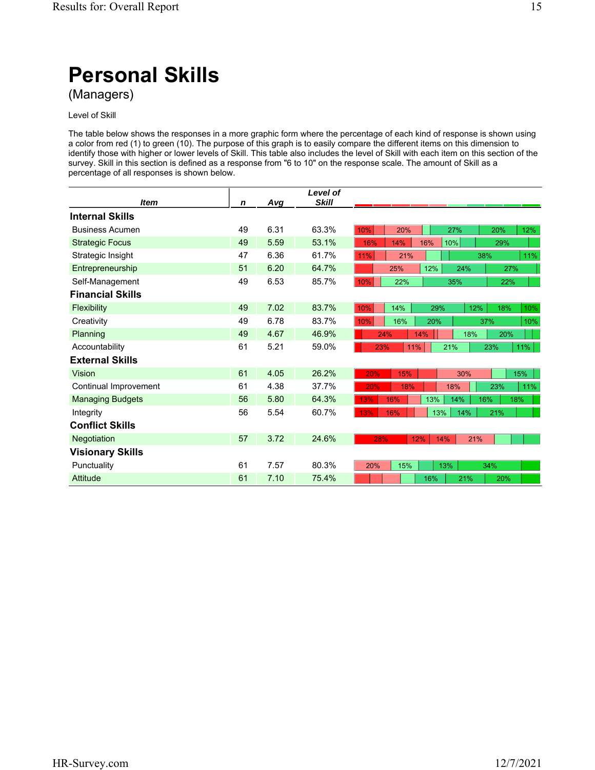# Personal Skills

(Managers)

Level of Skill

The table below shows the responses in a more graphic form where the percentage of each kind of response is shown using a color from red (1) to green (10). The purpose of this graph is to easily compare the different items on this dimension to identify those with higher or lower levels of Skill. This table also includes the level of Skill with each item on this section of the survey. Skill in this section is defined as a response from "6 to 10" on the response scale. The amount of Skill as a percentage of all responses is shown below.

| *Item* | *n* | *Avg* | *Level of Skill* | |
|---|---|---|---|---|
| **Internal Skills** | | | | |
| Business Acumen | 49 | 6.31 | 63.3% | 10% 20% 27% 20% 12% |
| Strategic Focus | 49 | 5.59 | 53.1% | 16% 14% 16% 10% 29% |
| Strategic Insight | 47 | 6.36 | 61.7% | 11% 21% 38% 11% |
| Entrepreneurship | 51 | 6.20 | 64.7% | 25% 12% 24% 27% |
| Self-Management | 49 | 6.53 | 85.7% | 10% 22% 35% 22% |
| **Financial Skills** | | | | |
| Flexibility | 49 | 7.02 | 83.7% | 10% 14% 29% 12% 18% 10% |
| Creativity | 49 | 6.78 | 83.7% | 10% 16% 20% 37% 10% |
| Planning | 49 | 4.67 | 46.9% | 24% 14% 18% 20% |
| Accountability | 61 | 5.21 | 59.0% | 23% 11% 21% 23% 11% |
| **External Skills** | | | | |
| Vision | 61 | 4.05 | 26.2% | 20% 15% 30% 15% |
| Continual Improvement | 61 | 4.38 | 37.7% | 20% 18% 18% 23% 11% |
| Managing Budgets | 56 | 5.80 | 64.3% | 13% 16% 13% 14% 16% 18% |
| Integrity | 56 | 5.54 | 60.7% | 13% 16% 13% 14% 21% |
| **Conflict Skills** | | | | |
| Negotiation | 57 | 3.72 | 24.6% | 28% 12% 14% 21% |
| **Visionary Skills** | | | | |
| Punctuality | 61 | 7.57 | 80.3% | 20% 15% 13% 34% |
| Attitude | 61 | 7.10 | 75.4% | 16% 21% 20% |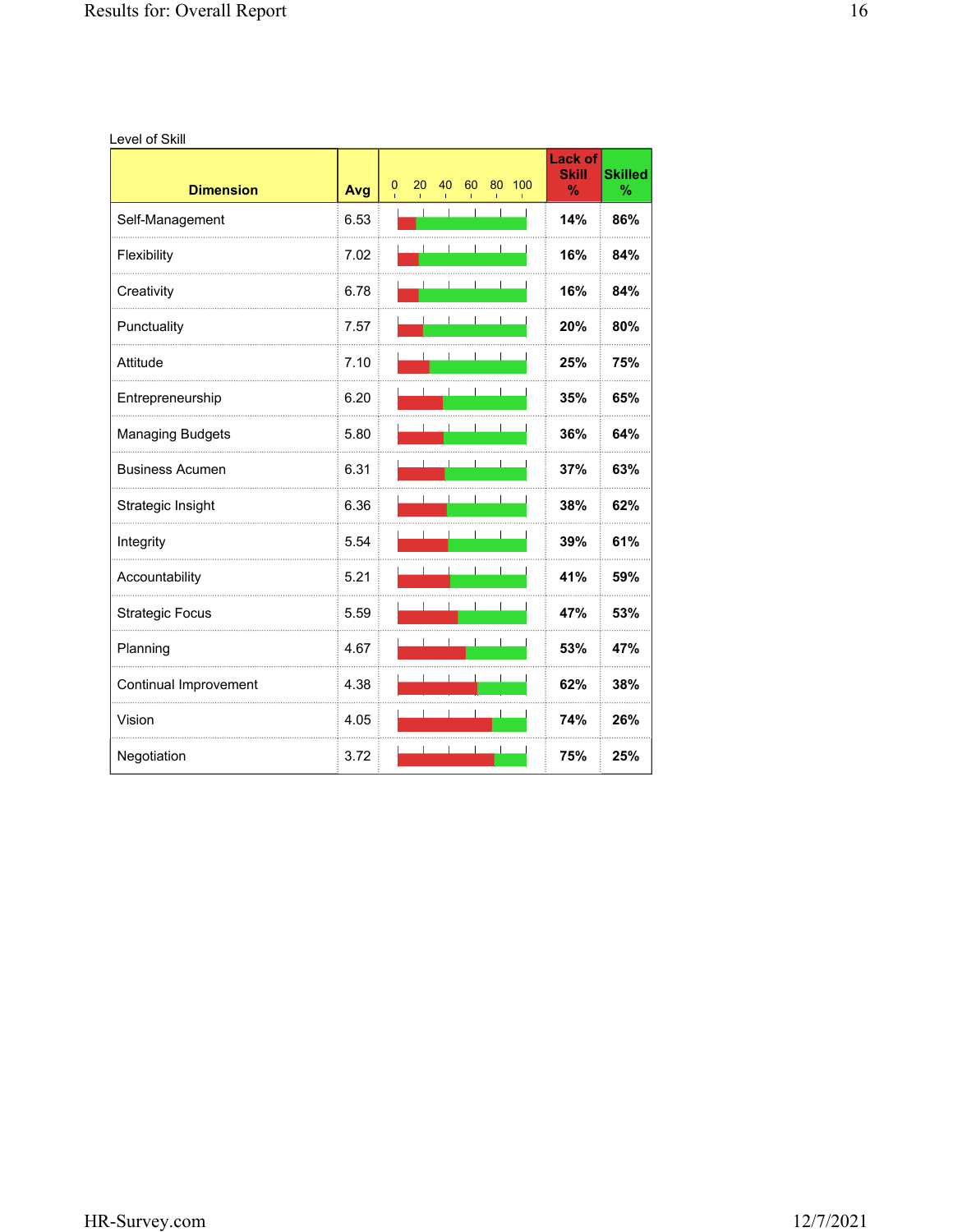Level of Skill

| Dimension | Avg | 0 20 40 60 80 100 | Lack of Skill % | Skilled % |
|---|---|---|---|---|
| Self-Management | 6.53 | | 14% | 86% |
| Flexibility | 7.02 | | 16% | 84% |
| Creativity | 6.78 | | 16% | 84% |
| Punctuality | 7.57 | | 20% | 80% |
| Attitude | 7.10 | | 25% | 75% |
| Entrepreneurship | 6.20 | | 35% | 65% |
| Managing Budgets | 5.80 | | 36% | 64% |
| Business Acumen | 6.31 | | 37% | 63% |
| Strategic Insight | 6.36 | | 38% | 62% |
| Integrity | 5.54 | | 39% | 61% |
| Accountability | 5.21 | | 41% | 59% |
| Strategic Focus | 5.59 | | 47% | 53% |
| Planning | 4.67 | | 53% | 47% |
| Continual Improvement | 4.38 | | 62% | 38% |
| Vision | 4.05 | | 74% | 26% |
| Negotiation | 3.72 | | 75% | 25% |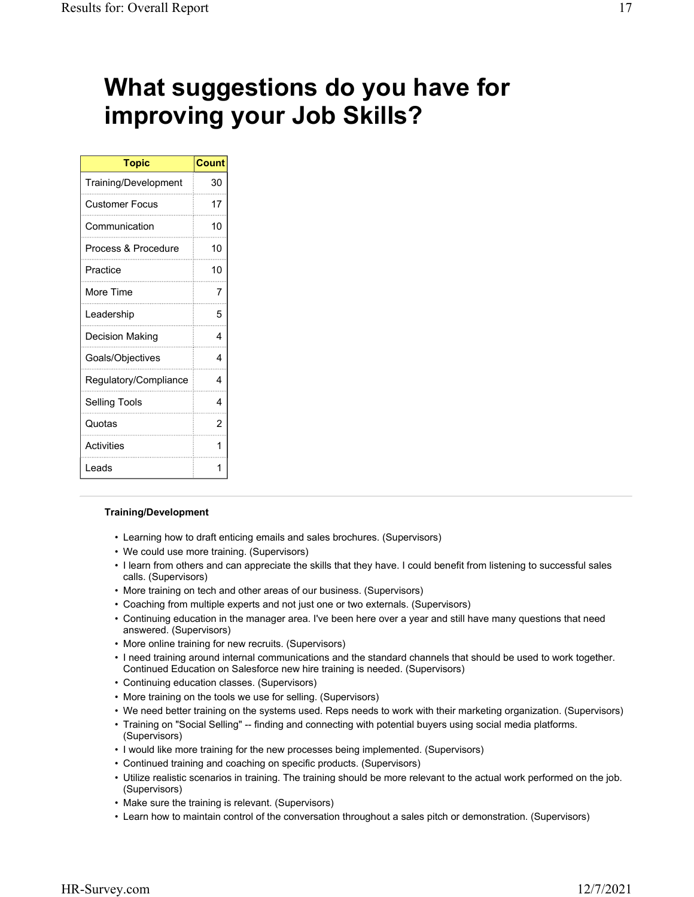# What suggestions do you have for improving your Job Skills?

| Topic | Count |
|---|---|
| Training/Development | 30 |
| Customer Focus | 17 |
| Communication | 10 |
| Process & Procedure | 10 |
| Practice | 10 |
| More Time | 7 |
| Leadership | 5 |
| Decision Making | 4 |
| Goals/Objectives | 4 |
| Regulatory/Compliance | 4 |
| Selling Tools | 4 |
| Quotas | 2 |
| Activities | 1 |
| Leads | 1 |

**Training/Development**

- Learning how to draft enticing emails and sales brochures. (Supervisors)
- We could use more training. (Supervisors)
- I learn from others and can appreciate the skills that they have. I could benefit from listening to successful sales calls. (Supervisors)
- More training on tech and other areas of our business. (Supervisors)
- Coaching from multiple experts and not just one or two externals. (Supervisors)
- Continuing education in the manager area. I've been here over a year and still have many questions that need answered. (Supervisors)
- More online training for new recruits. (Supervisors)
- I need training around internal communications and the standard channels that should be used to work together. Continued Education on Salesforce new hire training is needed. (Supervisors)
- Continuing education classes. (Supervisors)
- More training on the tools we use for selling. (Supervisors)
- We need better training on the systems used. Reps needs to work with their marketing organization. (Supervisors)
- Training on "Social Selling" -- finding and connecting with potential buyers using social media platforms. (Supervisors)
- I would like more training for the new processes being implemented. (Supervisors)
- Continued training and coaching on specific products. (Supervisors)
- Utilize realistic scenarios in training. The training should be more relevant to the actual work performed on the job. (Supervisors)
- Make sure the training is relevant. (Supervisors)
- Learn how to maintain control of the conversation throughout a sales pitch or demonstration. (Supervisors)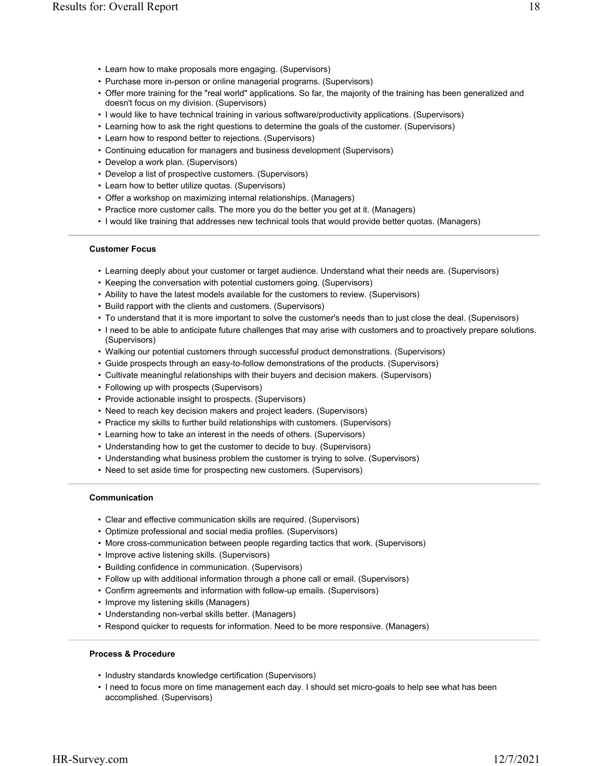- Learn how to make proposals more engaging. (Supervisors)
- Purchase more in-person or online managerial programs. (Supervisors)
- Offer more training for the "real world" applications. So far, the majority of the training has been generalized and doesn't focus on my division. (Supervisors)
- I would like to have technical training in various software/productivity applications. (Supervisors)
- Learning how to ask the right questions to determine the goals of the customer. (Supervisors)
- Learn how to respond better to rejections. (Supervisors)
- Continuing education for managers and business development (Supervisors)
- Develop a work plan. (Supervisors)
- Develop a list of prospective customers. (Supervisors)
- Learn how to better utilize quotas. (Supervisors)
- Offer a workshop on maximizing internal relationships. (Managers)
- Practice more customer calls. The more you do the better you get at it. (Managers)
- I would like training that addresses new technical tools that would provide better quotas. (Managers)

---

**Customer Focus**

- Learning deeply about your customer or target audience. Understand what their needs are. (Supervisors)
- Keeping the conversation with potential customers going. (Supervisors)
- Ability to have the latest models available for the customers to review. (Supervisors)
- Build rapport with the clients and customers. (Supervisors)
- To understand that it is more important to solve the customer's needs than to just close the deal. (Supervisors)
- I need to be able to anticipate future challenges that may arise with customers and to proactively prepare solutions. (Supervisors)
- Walking our potential customers through successful product demonstrations. (Supervisors)
- Guide prospects through an easy-to-follow demonstrations of the products. (Supervisors)
- Cultivate meaningful relationships with their buyers and decision makers. (Supervisors)
- Following up with prospects (Supervisors)
- Provide actionable insight to prospects. (Supervisors)
- Need to reach key decision makers and project leaders. (Supervisors)
- Practice my skills to further build relationships with customers. (Supervisors)
- Learning how to take an interest in the needs of others. (Supervisors)
- Understanding how to get the customer to decide to buy. (Supervisors)
- Understanding what business problem the customer is trying to solve. (Supervisors)
- Need to set aside time for prospecting new customers. (Supervisors)

---

**Communication**

- Clear and effective communication skills are required. (Supervisors)
- Optimize professional and social media profiles. (Supervisors)
- More cross-communication between people regarding tactics that work. (Supervisors)
- Improve active listening skills. (Supervisors)
- Building confidence in communication. (Supervisors)
- Follow up with additional information through a phone call or email. (Supervisors)
- Confirm agreements and information with follow-up emails. (Supervisors)
- Improve my listening skills (Managers)
- Understanding non-verbal skills better. (Managers)
- Respond quicker to requests for information. Need to be more responsive. (Managers)

---

**Process & Procedure**

- Industry standards knowledge certification (Supervisors)
- I need to focus more on time management each day. I should set micro-goals to help see what has been accomplished. (Supervisors)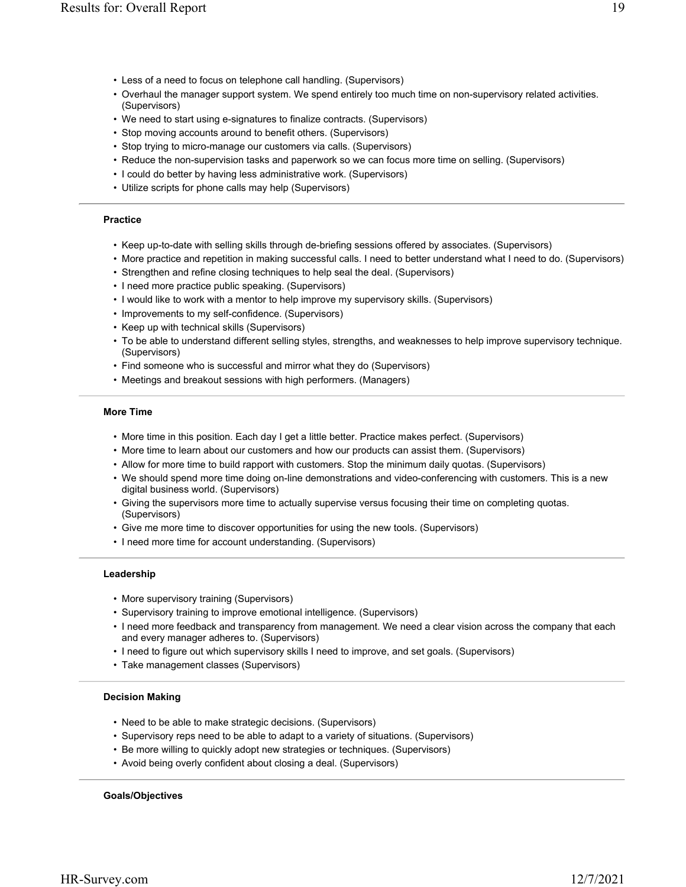- Less of a need to focus on telephone call handling. (Supervisors)
- Overhaul the manager support system. We spend entirely too much time on non-supervisory related activities. (Supervisors)
- We need to start using e-signatures to finalize contracts. (Supervisors)
- Stop moving accounts around to benefit others. (Supervisors)
- Stop trying to micro-manage our customers via calls. (Supervisors)
- Reduce the non-supervision tasks and paperwork so we can focus more time on selling. (Supervisors)
- I could do better by having less administrative work. (Supervisors)
- Utilize scripts for phone calls may help (Supervisors)

---

**Practice**

- Keep up-to-date with selling skills through de-briefing sessions offered by associates. (Supervisors)
- More practice and repetition in making successful calls. I need to better understand what I need to do. (Supervisors)
- Strengthen and refine closing techniques to help seal the deal. (Supervisors)
- I need more practice public speaking. (Supervisors)
- I would like to work with a mentor to help improve my supervisory skills. (Supervisors)
- Improvements to my self-confidence. (Supervisors)
- Keep up with technical skills (Supervisors)
- To be able to understand different selling styles, strengths, and weaknesses to help improve supervisory technique. (Supervisors)
- Find someone who is successful and mirror what they do (Supervisors)
- Meetings and breakout sessions with high performers. (Managers)

---

**More Time**

- More time in this position. Each day I get a little better. Practice makes perfect. (Supervisors)
- More time to learn about our customers and how our products can assist them. (Supervisors)
- Allow for more time to build rapport with customers. Stop the minimum daily quotas. (Supervisors)
- We should spend more time doing on-line demonstrations and video-conferencing with customers. This is a new digital business world. (Supervisors)
- Giving the supervisors more time to actually supervise versus focusing their time on completing quotas. (Supervisors)
- Give me more time to discover opportunities for using the new tools. (Supervisors)
- I need more time for account understanding. (Supervisors)

---

**Leadership**

- More supervisory training (Supervisors)
- Supervisory training to improve emotional intelligence. (Supervisors)
- I need more feedback and transparency from management. We need a clear vision across the company that each and every manager adheres to. (Supervisors)
- I need to figure out which supervisory skills I need to improve, and set goals. (Supervisors)
- Take management classes (Supervisors)

---

**Decision Making**

- Need to be able to make strategic decisions. (Supervisors)
- Supervisory reps need to be able to adapt to a variety of situations. (Supervisors)
- Be more willing to quickly adopt new strategies or techniques. (Supervisors)
- Avoid being overly confident about closing a deal. (Supervisors)

---

**Goals/Objectives**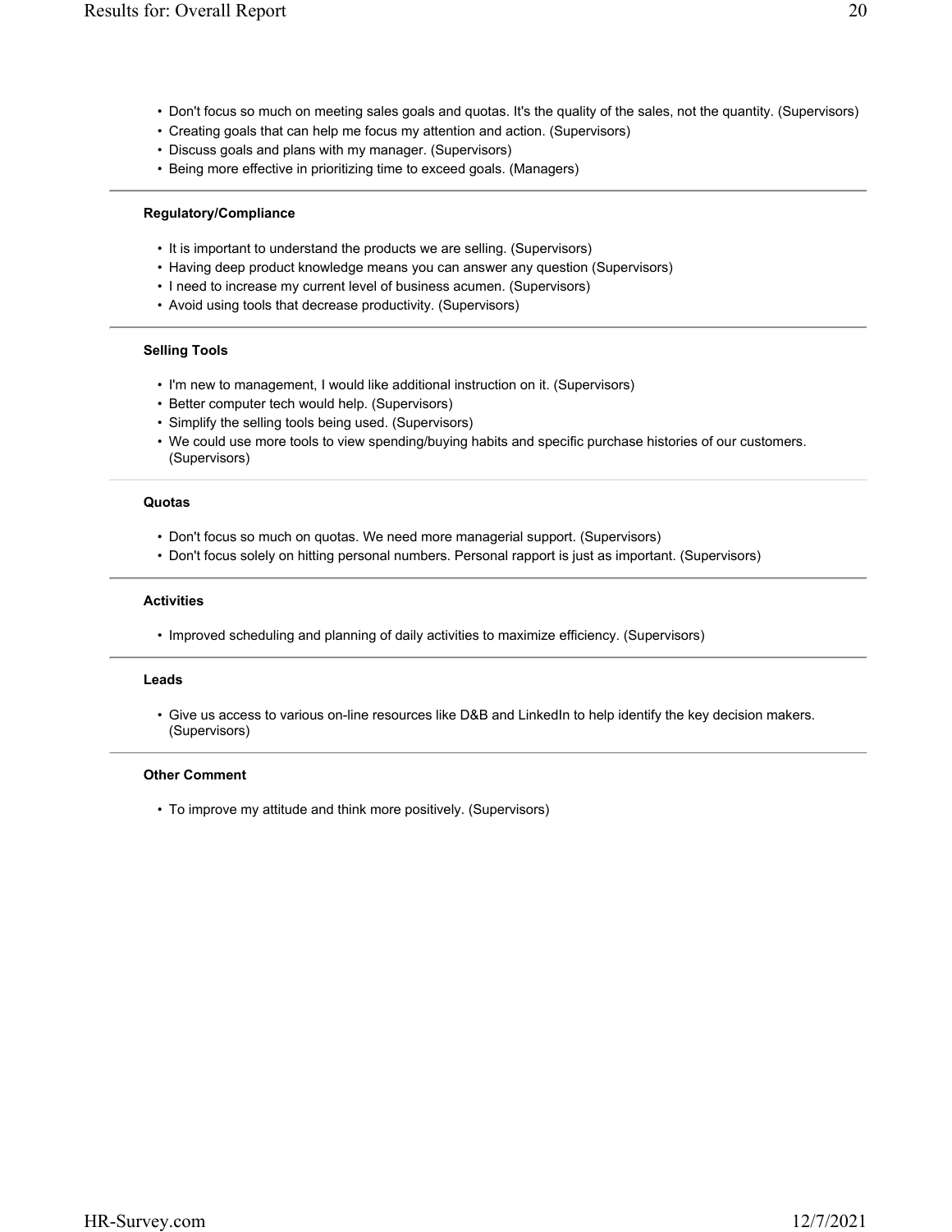- Don't focus so much on meeting sales goals and quotas. It's the quality of the sales, not the quantity. (Supervisors)
- Creating goals that can help me focus my attention and action. (Supervisors)
- Discuss goals and plans with my manager. (Supervisors)
- Being more effective in prioritizing time to exceed goals. (Managers)

---

**Regulatory/Compliance**

- It is important to understand the products we are selling. (Supervisors)
- Having deep product knowledge means you can answer any question (Supervisors)
- I need to increase my current level of business acumen. (Supervisors)
- Avoid using tools that decrease productivity. (Supervisors)

---

**Selling Tools**

- I'm new to management, I would like additional instruction on it. (Supervisors)
- Better computer tech would help. (Supervisors)
- Simplify the selling tools being used. (Supervisors)
- We could use more tools to view spending/buying habits and specific purchase histories of our customers. (Supervisors)

---

**Quotas**

- Don't focus so much on quotas. We need more managerial support. (Supervisors)
- Don't focus solely on hitting personal numbers. Personal rapport is just as important. (Supervisors)

---

**Activities**

- Improved scheduling and planning of daily activities to maximize efficiency. (Supervisors)

---

**Leads**

- Give us access to various on-line resources like D&B and LinkedIn to help identify the key decision makers. (Supervisors)

---

**Other Comment**

- To improve my attitude and think more positively. (Supervisors)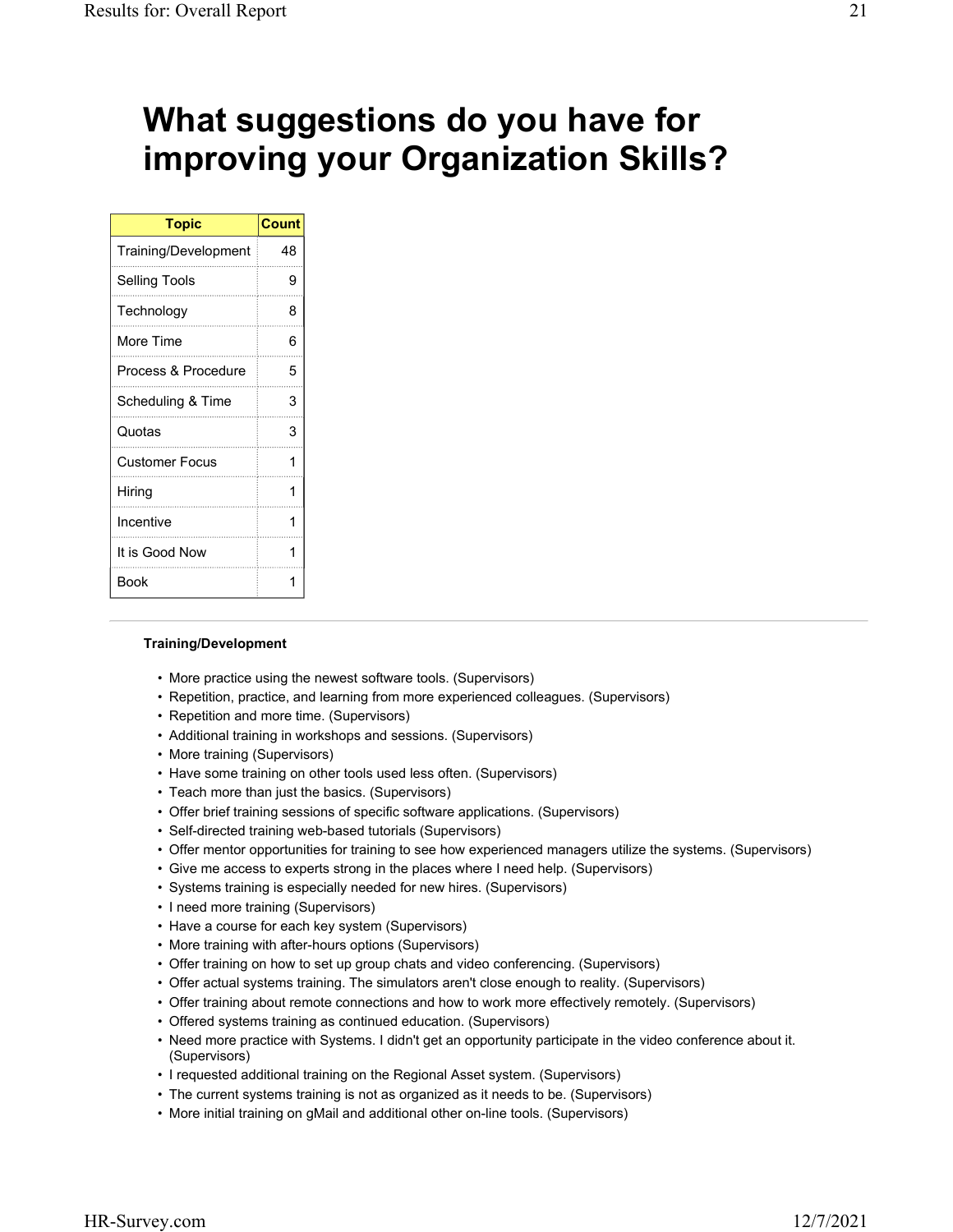# What suggestions do you have for improving your Organization Skills?

| Topic | Count |
|---|---|
| Training/Development | 48 |
| Selling Tools | 9 |
| Technology | 8 |
| More Time | 6 |
| Process & Procedure | 5 |
| Scheduling & Time | 3 |
| Quotas | 3 |
| Customer Focus | 1 |
| Hiring | 1 |
| Incentive | 1 |
| It is Good Now | 1 |
| Book | 1 |

**Training/Development**

- More practice using the newest software tools. (Supervisors)
- Repetition, practice, and learning from more experienced colleagues. (Supervisors)
- Repetition and more time. (Supervisors)
- Additional training in workshops and sessions. (Supervisors)
- More training (Supervisors)
- Have some training on other tools used less often. (Supervisors)
- Teach more than just the basics. (Supervisors)
- Offer brief training sessions of specific software applications. (Supervisors)
- Self-directed training web-based tutorials (Supervisors)
- Offer mentor opportunities for training to see how experienced managers utilize the systems. (Supervisors)
- Give me access to experts strong in the places where I need help. (Supervisors)
- Systems training is especially needed for new hires. (Supervisors)
- I need more training (Supervisors)
- Have a course for each key system (Supervisors)
- More training with after-hours options (Supervisors)
- Offer training on how to set up group chats and video conferencing. (Supervisors)
- Offer actual systems training. The simulators aren't close enough to reality. (Supervisors)
- Offer training about remote connections and how to work more effectively remotely. (Supervisors)
- Offered systems training as continued education. (Supervisors)
- Need more practice with Systems. I didn't get an opportunity participate in the video conference about it. (Supervisors)
- I requested additional training on the Regional Asset system. (Supervisors)
- The current systems training is not as organized as it needs to be. (Supervisors)
- More initial training on gMail and additional other on-line tools. (Supervisors)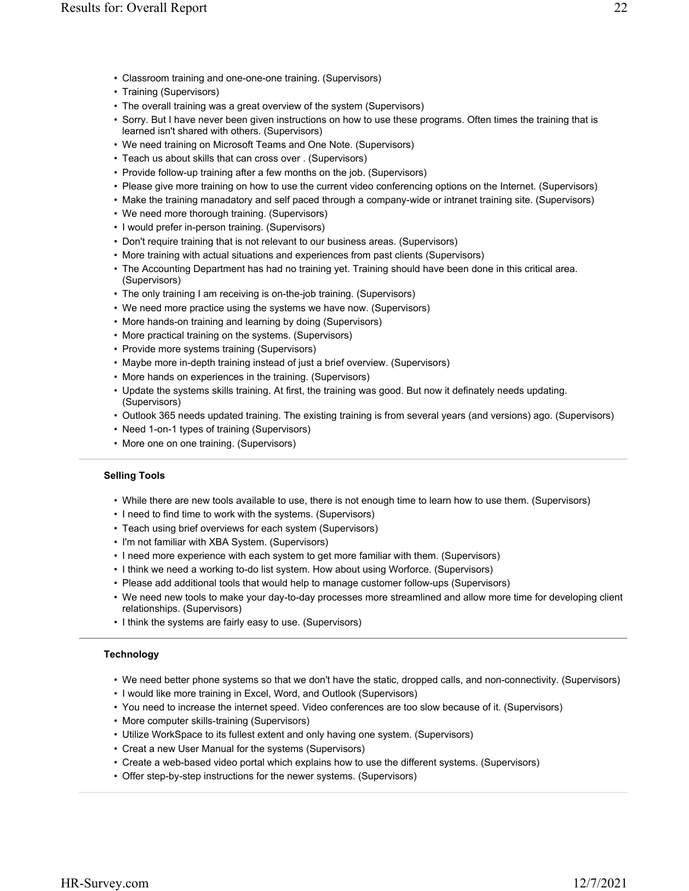- Classroom training and one-one-one training. (Supervisors)
- Training (Supervisors)
- The overall training was a great overview of the system (Supervisors)
- Sorry. But I have never been given instructions on how to use these programs. Often times the training that is learned isn't shared with others. (Supervisors)
- We need training on Microsoft Teams and One Note. (Supervisors)
- Teach us about skills that can cross over . (Supervisors)
- Provide follow-up training after a few months on the job. (Supervisors)
- Please give more training on how to use the current video conferencing options on the Internet. (Supervisors)
- Make the training manadatory and self paced through a company-wide or intranet training site. (Supervisors)
- We need more thorough training. (Supervisors)
- I would prefer in-person training. (Supervisors)
- Don't require training that is not relevant to our business areas. (Supervisors)
- More training with actual situations and experiences from past clients (Supervisors)
- The Accounting Department has had no training yet. Training should have been done in this critical area. (Supervisors)
- The only training I am receiving is on-the-job training. (Supervisors)
- We need more practice using the systems we have now. (Supervisors)
- More hands-on training and learning by doing (Supervisors)
- More practical training on the systems. (Supervisors)
- Provide more systems training (Supervisors)
- Maybe more in-depth training instead of just a brief overview. (Supervisors)
- More hands on experiences in the training. (Supervisors)
- Update the systems skills training. At first, the training was good. But now it definately needs updating. (Supervisors)
- Outlook 365 needs updated training. The existing training is from several years (and versions) ago. (Supervisors)
- Need 1-on-1 types of training (Supervisors)
- More one on one training. (Supervisors)

**Selling Tools**

- While there are new tools available to use, there is not enough time to learn how to use them. (Supervisors)
- I need to find time to work with the systems. (Supervisors)
- Teach using brief overviews for each system (Supervisors)
- I'm not familiar with XBA System. (Supervisors)
- I need more experience with each system to get more familiar with them. (Supervisors)
- I think we need a working to-do list system. How about using Worforce. (Supervisors)
- Please add additional tools that would help to manage customer follow-ups (Supervisors)
- We need new tools to make your day-to-day processes more streamlined and allow more time for developing client relationships. (Supervisors)
- I think the systems are fairly easy to use. (Supervisors)

**Technology**

- We need better phone systems so that we don't have the static, dropped calls, and non-connectivity. (Supervisors)
- I would like more training in Excel, Word, and Outlook (Supervisors)
- You need to increase the internet speed. Video conferences are too slow because of it. (Supervisors)
- More computer skills-training (Supervisors)
- Utilize WorkSpace to its fullest extent and only having one system. (Supervisors)
- Creat a new User Manual for the systems (Supervisors)
- Create a web-based video portal which explains how to use the different systems. (Supervisors)
- Offer step-by-step instructions for the newer systems. (Supervisors)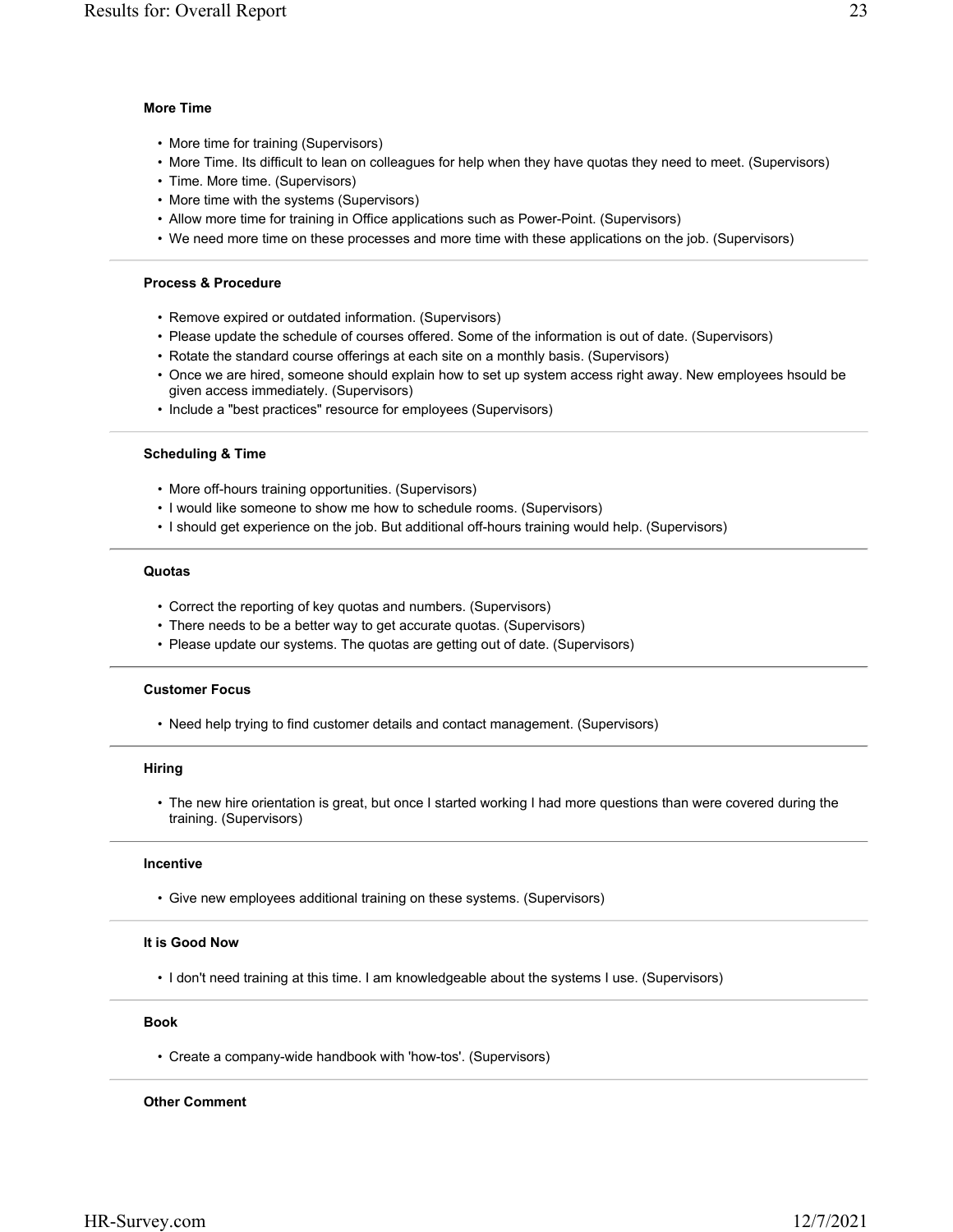**More Time**

- More time for training (Supervisors)
- More Time. Its difficult to lean on colleagues for help when they have quotas they need to meet. (Supervisors)
- Time. More time. (Supervisors)
- More time with the systems (Supervisors)
- Allow more time for training in Office applications such as Power-Point. (Supervisors)
- We need more time on these processes and more time with these applications on the job. (Supervisors)

---

**Process & Procedure**

- Remove expired or outdated information. (Supervisors)
- Please update the schedule of courses offered. Some of the information is out of date. (Supervisors)
- Rotate the standard course offerings at each site on a monthly basis. (Supervisors)
- Once we are hired, someone should explain how to set up system access right away. New employees hsould be given access immediately. (Supervisors)
- Include a "best practices" resource for employees (Supervisors)

---

**Scheduling & Time**

- More off-hours training opportunities. (Supervisors)
- I would like someone to show me how to schedule rooms. (Supervisors)
- I should get experience on the job. But additional off-hours training would help. (Supervisors)

---

**Quotas**

- Correct the reporting of key quotas and numbers. (Supervisors)
- There needs to be a better way to get accurate quotas. (Supervisors)
- Please update our systems. The quotas are getting out of date. (Supervisors)

---

**Customer Focus**

- Need help trying to find customer details and contact management. (Supervisors)

---

**Hiring**

- The new hire orientation is great, but once I started working I had more questions than were covered during the training. (Supervisors)

---

**Incentive**

- Give new employees additional training on these systems. (Supervisors)

---

**It is Good Now**

- I don't need training at this time. I am knowledgeable about the systems I use. (Supervisors)

---

**Book**

- Create a company-wide handbook with 'how-tos'. (Supervisors)

---

**Other Comment**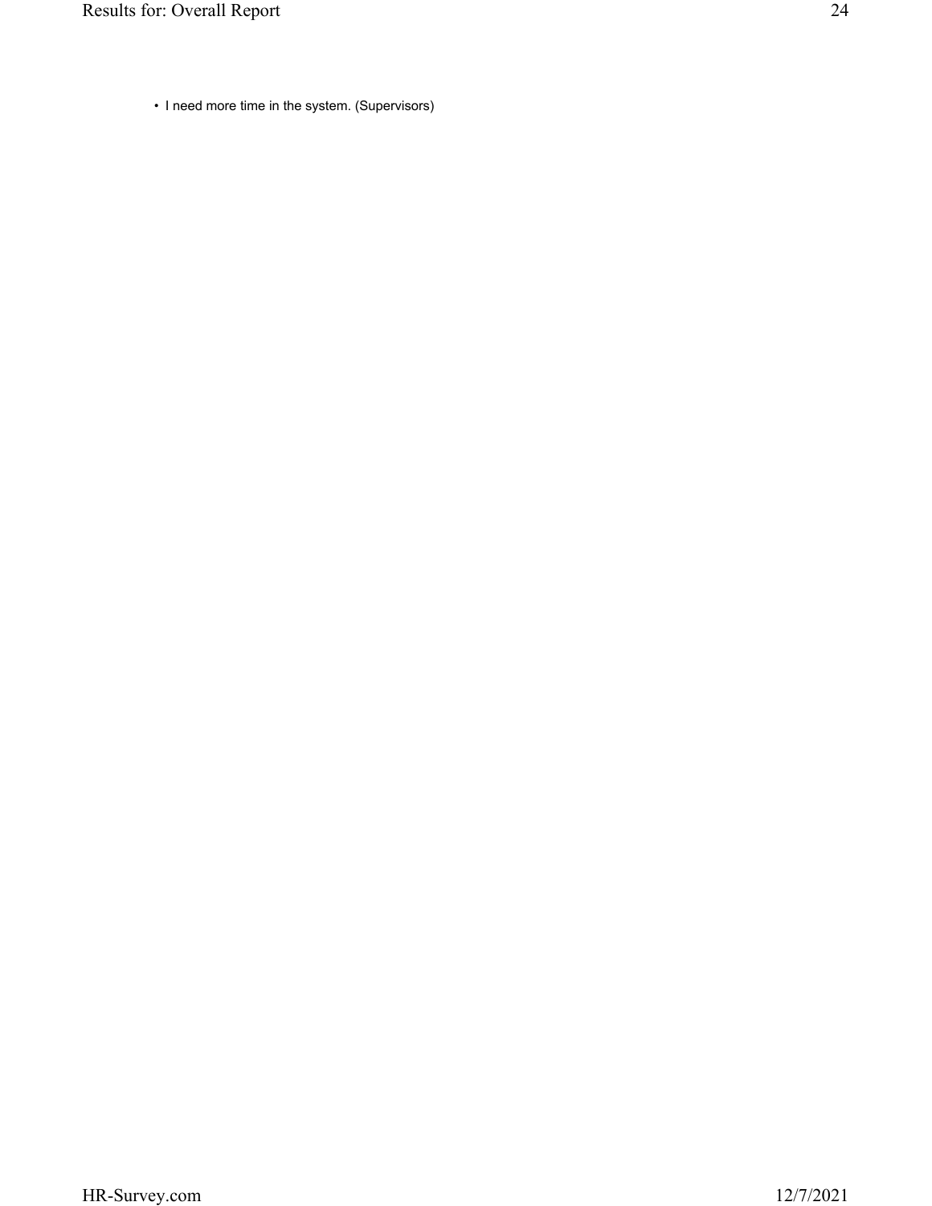- I need more time in the system. (Supervisors)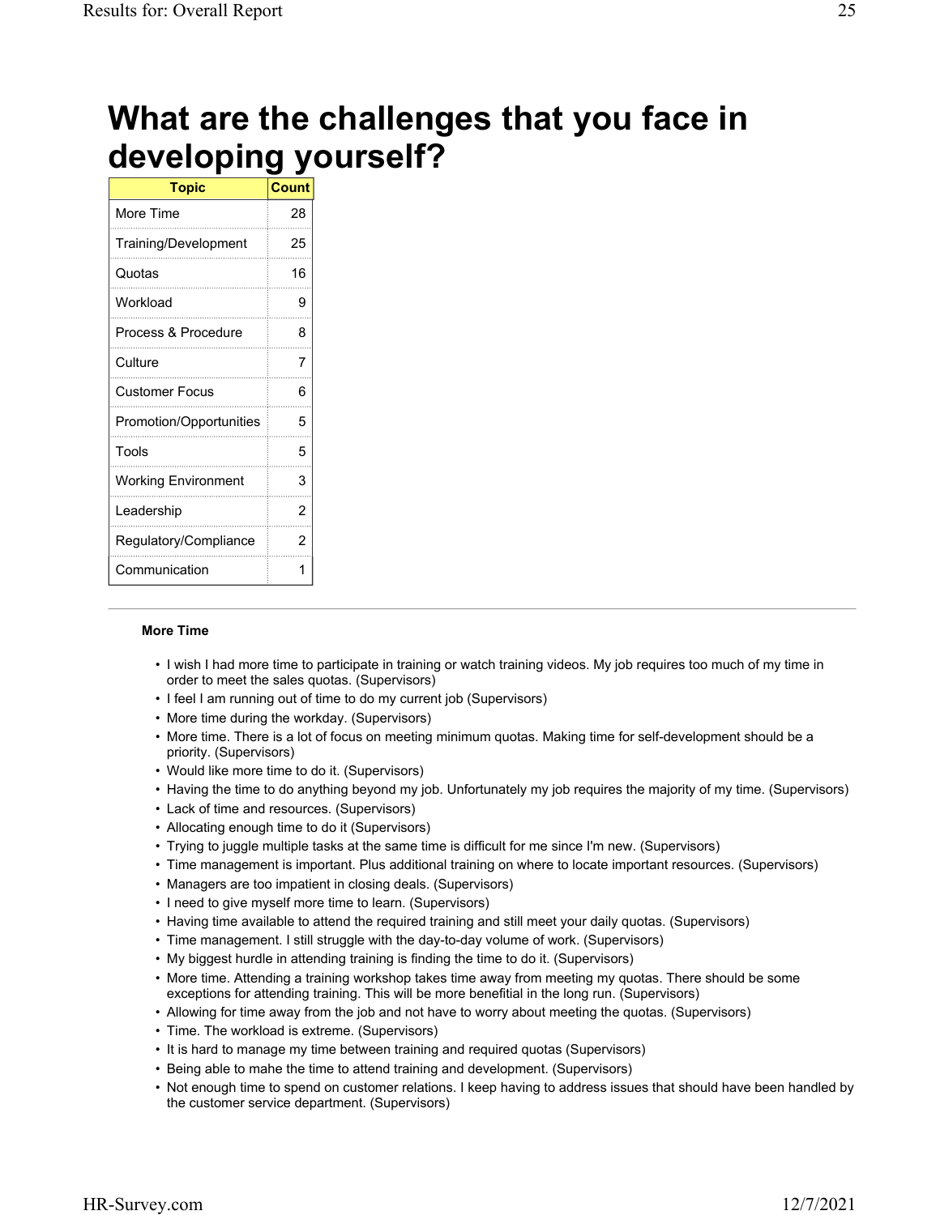# What are the challenges that you face in developing yourself?

| Topic | Count |
|---|---|
| More Time | 28 |
| Training/Development | 25 |
| Quotas | 16 |
| Workload | 9 |
| Process & Procedure | 8 |
| Culture | 7 |
| Customer Focus | 6 |
| Promotion/Opportunities | 5 |
| Tools | 5 |
| Working Environment | 3 |
| Leadership | 2 |
| Regulatory/Compliance | 2 |
| Communication | 1 |

---

**More Time**

- I wish I had more time to participate in training or watch training videos. My job requires too much of my time in order to meet the sales quotas. (Supervisors)
- I feel I am running out of time to do my current job (Supervisors)
- More time during the workday. (Supervisors)
- More time. There is a lot of focus on meeting minimum quotas. Making time for self-development should be a priority. (Supervisors)
- Would like more time to do it. (Supervisors)
- Having the time to do anything beyond my job. Unfortunately my job requires the majority of my time. (Supervisors)
- Lack of time and resources. (Supervisors)
- Allocating enough time to do it (Supervisors)
- Trying to juggle multiple tasks at the same time is difficult for me since I'm new. (Supervisors)
- Time management is important. Plus additional training on where to locate important resources. (Supervisors)
- Managers are too impatient in closing deals. (Supervisors)
- I need to give myself more time to learn. (Supervisors)
- Having time available to attend the required training and still meet your daily quotas. (Supervisors)
- Time management. I still struggle with the day-to-day volume of work. (Supervisors)
- My biggest hurdle in attending training is finding the time to do it. (Supervisors)
- More time. Attending a training workshop takes time away from meeting my quotas. There should be some exceptions for attending training. This will be more benefitial in the long run. (Supervisors)
- Allowing for time away from the job and not have to worry about meeting the quotas. (Supervisors)
- Time. The workload is extreme. (Supervisors)
- It is hard to manage my time between training and required quotas (Supervisors)
- Being able to mahe the time to attend training and development. (Supervisors)
- Not enough time to spend on customer relations. I keep having to address issues that should have been handled by the customer service department. (Supervisors)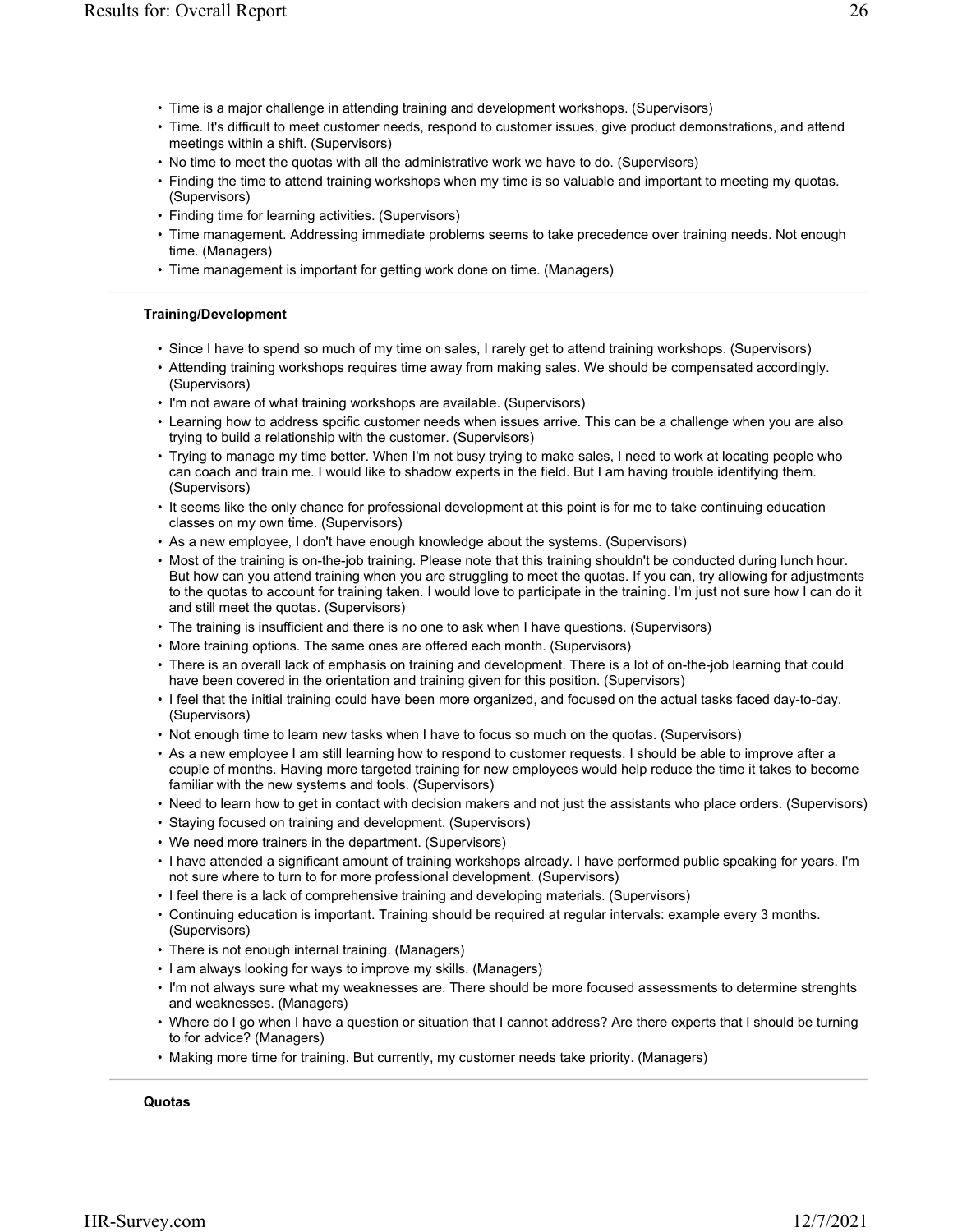- Time is a major challenge in attending training and development workshops. (Supervisors)
- Time. It's difficult to meet customer needs, respond to customer issues, give product demonstrations, and attend meetings within a shift. (Supervisors)
- No time to meet the quotas with all the administrative work we have to do. (Supervisors)
- Finding the time to attend training workshops when my time is so valuable and important to meeting my quotas. (Supervisors)
- Finding time for learning activities. (Supervisors)
- Time management. Addressing immediate problems seems to take precedence over training needs. Not enough time. (Managers)
- Time management is important for getting work done on time. (Managers)

---

**Training/Development**

- Since I have to spend so much of my time on sales, I rarely get to attend training workshops. (Supervisors)
- Attending training workshops requires time away from making sales. We should be compensated accordingly. (Supervisors)
- I'm not aware of what training workshops are available. (Supervisors)
- Learning how to address spcific customer needs when issues arrive. This can be a challenge when you are also trying to build a relationship with the customer. (Supervisors)
- Trying to manage my time better. When I'm not busy trying to make sales, I need to work at locating people who can coach and train me. I would like to shadow experts in the field. But I am having trouble identifying them. (Supervisors)
- It seems like the only chance for professional development at this point is for me to take continuing education classes on my own time. (Supervisors)
- As a new employee, I don't have enough knowledge about the systems. (Supervisors)
- Most of the training is on-the-job training. Please note that this training shouldn't be conducted during lunch hour. But how can you attend training when you are struggling to meet the quotas. If you can, try allowing for adjustments to the quotas to account for training taken. I would love to participate in the training. I'm just not sure how I can do it and still meet the quotas. (Supervisors)
- The training is insufficient and there is no one to ask when I have questions. (Supervisors)
- More training options. The same ones are offered each month. (Supervisors)
- There is an overall lack of emphasis on training and development. There is a lot of on-the-job learning that could have been covered in the orientation and training given for this position. (Supervisors)
- I feel that the initial training could have been more organized, and focused on the actual tasks faced day-to-day. (Supervisors)
- Not enough time to learn new tasks when I have to focus so much on the quotas. (Supervisors)
- As a new employee I am still learning how to respond to customer requests. I should be able to improve after a couple of months. Having more targeted training for new employees would help reduce the time it takes to become familiar with the new systems and tools. (Supervisors)
- Need to learn how to get in contact with decision makers and not just the assistants who place orders. (Supervisors)
- Staying focused on training and development. (Supervisors)
- We need more trainers in the department. (Supervisors)
- I have attended a significant amount of training workshops already. I have performed public speaking for years. I'm not sure where to turn to for more professional development. (Supervisors)
- I feel there is a lack of comprehensive training and developing materials. (Supervisors)
- Continuing education is important. Training should be required at regular intervals: example every 3 months. (Supervisors)
- There is not enough internal training. (Managers)
- I am always looking for ways to improve my skills. (Managers)
- I'm not always sure what my weaknesses are. There should be more focused assessments to determine strenghts and weaknesses. (Managers)
- Where do I go when I have a question or situation that I cannot address? Are there experts that I should be turning to for advice? (Managers)
- Making more time for training. But currently, my customer needs take priority. (Managers)

---

**Quotas**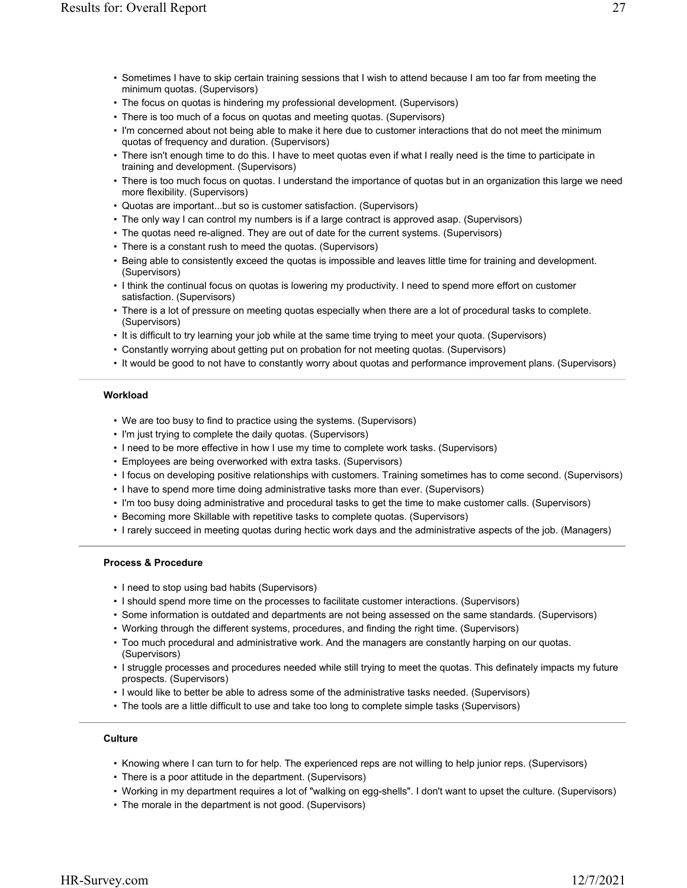- Sometimes I have to skip certain training sessions that I wish to attend because I am too far from meeting the minimum quotas. (Supervisors)
- The focus on quotas is hindering my professional development. (Supervisors)
- There is too much of a focus on quotas and meeting quotas. (Supervisors)
- I'm concerned about not being able to make it here due to customer interactions that do not meet the minimum quotas of frequency and duration. (Supervisors)
- There isn't enough time to do this. I have to meet quotas even if what I really need is the time to participate in training and development. (Supervisors)
- There is too much focus on quotas. I understand the importance of quotas but in an organization this large we need more flexibility. (Supervisors)
- Quotas are important...but so is customer satisfaction. (Supervisors)
- The only way I can control my numbers is if a large contract is approved asap. (Supervisors)
- The quotas need re-aligned. They are out of date for the current systems. (Supervisors)
- There is a constant rush to meed the quotas. (Supervisors)
- Being able to consistently exceed the quotas is impossible and leaves little time for training and development. (Supervisors)
- I think the continual focus on quotas is lowering my productivity. I need to spend more effort on customer satisfaction. (Supervisors)
- There is a lot of pressure on meeting quotas especially when there are a lot of procedural tasks to complete. (Supervisors)
- It is difficult to try learning your job while at the same time trying to meet your quota. (Supervisors)
- Constantly worrying about getting put on probation for not meeting quotas. (Supervisors)
- It would be good to not have to constantly worry about quotas and performance improvement plans. (Supervisors)

**Workload**

- We are too busy to find to practice using the systems. (Supervisors)
- I'm just trying to complete the daily quotas. (Supervisors)
- I need to be more effective in how I use my time to complete work tasks. (Supervisors)
- Employees are being overworked with extra tasks. (Supervisors)
- I focus on developing positive relationships with customers. Training sometimes has to come second. (Supervisors)
- I have to spend more time doing administrative tasks more than ever. (Supervisors)
- I'm too busy doing administrative and procedural tasks to get the time to make customer calls. (Supervisors)
- Becoming more Skillable with repetitive tasks to complete quotas. (Supervisors)
- I rarely succeed in meeting quotas during hectic work days and the administrative aspects of the job. (Managers)

**Process & Procedure**

- I need to stop using bad habits (Supervisors)
- I should spend more time on the processes to facilitate customer interactions. (Supervisors)
- Some information is outdated and departments are not being assessed on the same standards. (Supervisors)
- Working through the different systems, procedures, and finding the right time. (Supervisors)
- Too much procedural and administrative work. And the managers are constantly harping on our quotas. (Supervisors)
- I struggle processes and procedures needed while still trying to meet the quotas. This definately impacts my future prospects. (Supervisors)
- I would like to better be able to adress some of the administrative tasks needed. (Supervisors)
- The tools are a little difficult to use and take too long to complete simple tasks (Supervisors)

**Culture**

- Knowing where I can turn to for help. The experienced reps are not willing to help junior reps. (Supervisors)
- There is a poor attitude in the department. (Supervisors)
- Working in my department requires a lot of "walking on egg-shells". I don't want to upset the culture. (Supervisors)
- The morale in the department is not good. (Supervisors)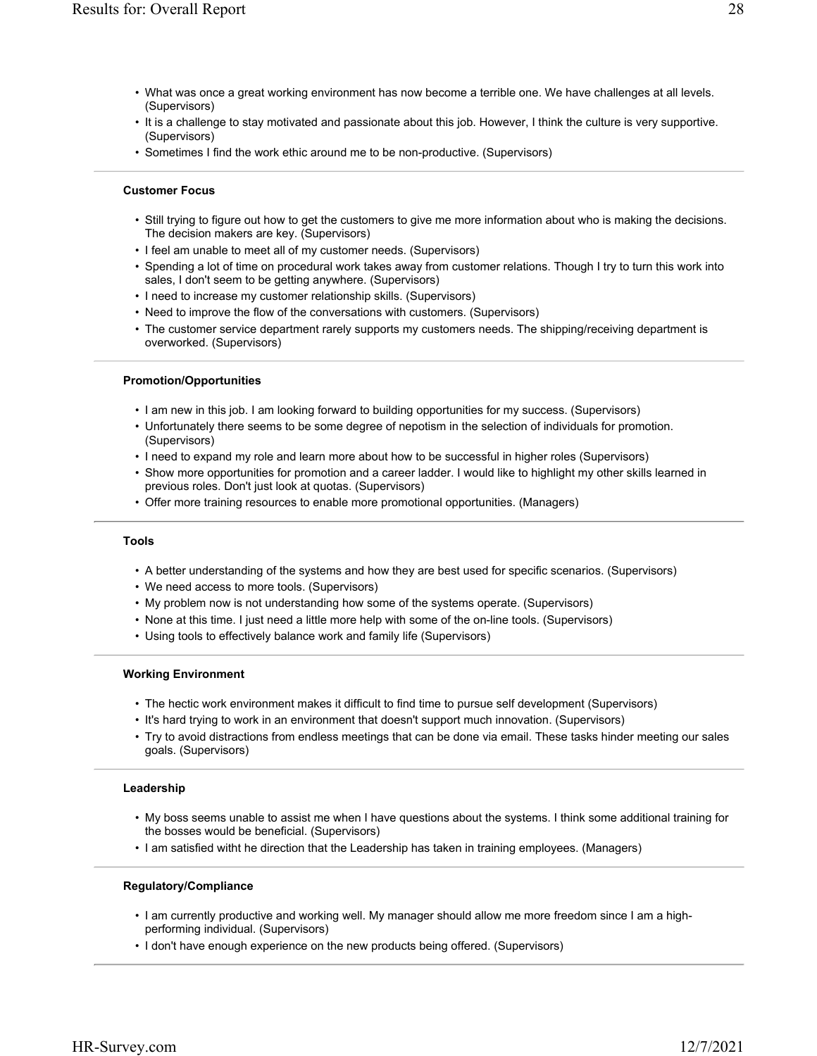- What was once a great working environment has now become a terrible one. We have challenges at all levels. (Supervisors)
- It is a challenge to stay motivated and passionate about this job. However, I think the culture is very supportive. (Supervisors)
- Sometimes I find the work ethic around me to be non-productive. (Supervisors)

---

**Customer Focus**

- Still trying to figure out how to get the customers to give me more information about who is making the decisions. The decision makers are key. (Supervisors)
- I feel am unable to meet all of my customer needs. (Supervisors)
- Spending a lot of time on procedural work takes away from customer relations. Though I try to turn this work into sales, I don't seem to be getting anywhere. (Supervisors)
- I need to increase my customer relationship skills. (Supervisors)
- Need to improve the flow of the conversations with customers. (Supervisors)
- The customer service department rarely supports my customers needs. The shipping/receiving department is overworked. (Supervisors)

---

**Promotion/Opportunities**

- I am new in this job. I am looking forward to building opportunities for my success. (Supervisors)
- Unfortunately there seems to be some degree of nepotism in the selection of individuals for promotion. (Supervisors)
- I need to expand my role and learn more about how to be successful in higher roles (Supervisors)
- Show more opportunities for promotion and a career ladder. I would like to highlight my other skills learned in previous roles. Don't just look at quotas. (Supervisors)
- Offer more training resources to enable more promotional opportunities. (Managers)

---

**Tools**

- A better understanding of the systems and how they are best used for specific scenarios. (Supervisors)
- We need access to more tools. (Supervisors)
- My problem now is not understanding how some of the systems operate. (Supervisors)
- None at this time. I just need a little more help with some of the on-line tools. (Supervisors)
- Using tools to effectively balance work and family life (Supervisors)

---

**Working Environment**

- The hectic work environment makes it difficult to find time to pursue self development (Supervisors)
- It's hard trying to work in an environment that doesn't support much innovation. (Supervisors)
- Try to avoid distractions from endless meetings that can be done via email. These tasks hinder meeting our sales goals. (Supervisors)

---

**Leadership**

- My boss seems unable to assist me when I have questions about the systems. I think some additional training for the bosses would be beneficial. (Supervisors)
- I am satisfied witht he direction that the Leadership has taken in training employees. (Managers)

---

**Regulatory/Compliance**

- I am currently productive and working well. My manager should allow me more freedom since I am a high-performing individual. (Supervisors)
- I don't have enough experience on the new products being offered. (Supervisors)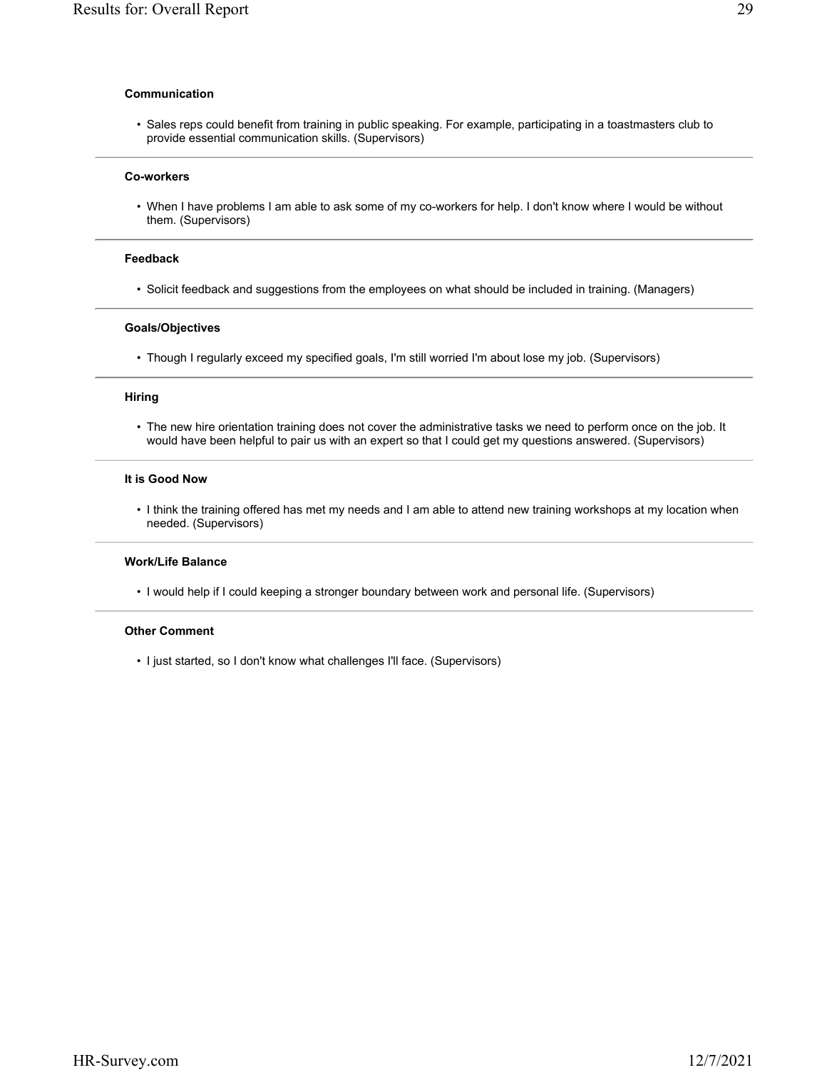**Communication**

- Sales reps could benefit from training in public speaking. For example, participating in a toastmasters club to provide essential communication skills. (Supervisors)

---

**Co-workers**

- When I have problems I am able to ask some of my co-workers for help. I don't know where I would be without them. (Supervisors)

---

**Feedback**

- Solicit feedback and suggestions from the employees on what should be included in training. (Managers)

---

**Goals/Objectives**

- Though I regularly exceed my specified goals, I'm still worried I'm about lose my job. (Supervisors)

---

**Hiring**

- The new hire orientation training does not cover the administrative tasks we need to perform once on the job. It would have been helpful to pair us with an expert so that I could get my questions answered. (Supervisors)

---

**It is Good Now**

- I think the training offered has met my needs and I am able to attend new training workshops at my location when needed. (Supervisors)

---

**Work/Life Balance**

- I would help if I could keeping a stronger boundary between work and personal life. (Supervisors)

---

**Other Comment**

- I just started, so I don't know what challenges I'll face. (Supervisors)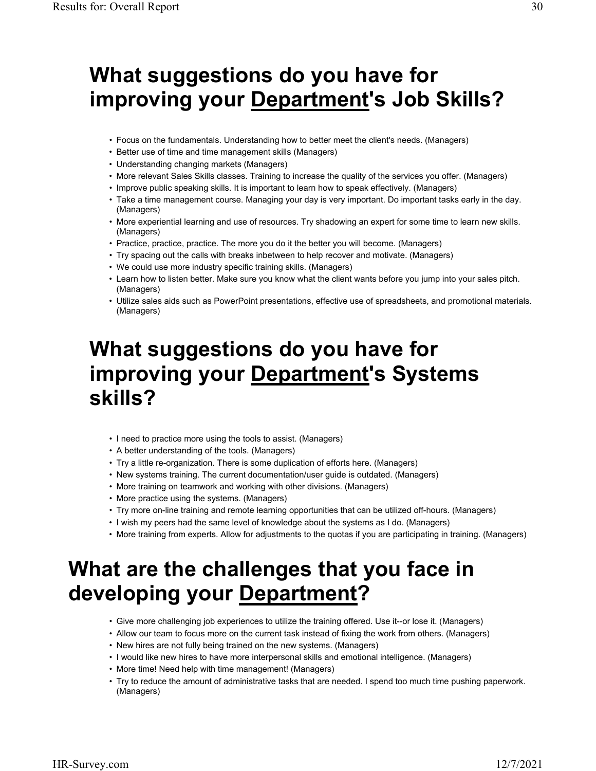# What suggestions do you have for improving your <u>Department</u>'s Job Skills?

- Focus on the fundamentals. Understanding how to better meet the client's needs. (Managers)
- Better use of time and time management skills (Managers)
- Understanding changing markets (Managers)
- More relevant Sales Skills classes. Training to increase the quality of the services you offer. (Managers)
- Improve public speaking skills. It is important to learn how to speak effectively. (Managers)
- Take a time management course. Managing your day is very important. Do important tasks early in the day. (Managers)
- More experiential learning and use of resources. Try shadowing an expert for some time to learn new skills. (Managers)
- Practice, practice, practice. The more you do it the better you will become. (Managers)
- Try spacing out the calls with breaks inbetween to help recover and motivate. (Managers)
- We could use more industry specific training skills. (Managers)
- Learn how to listen better. Make sure you know what the client wants before you jump into your sales pitch. (Managers)
- Utilize sales aids such as PowerPoint presentations, effective use of spreadsheets, and promotional materials. (Managers)

# What suggestions do you have for improving your <u>Department</u>'s Systems skills?

- I need to practice more using the tools to assist. (Managers)
- A better understanding of the tools. (Managers)
- Try a little re-organization. There is some duplication of efforts here. (Managers)
- New systems training. The current documentation/user guide is outdated. (Managers)
- More training on teamwork and working with other divisions. (Managers)
- More practice using the systems. (Managers)
- Try more on-line training and remote learning opportunities that can be utilized off-hours. (Managers)
- I wish my peers had the same level of knowledge about the systems as I do. (Managers)
- More training from experts. Allow for adjustments to the quotas if you are participating in training. (Managers)

# What are the challenges that you face in developing your <u>Department</u>?

- Give more challenging job experiences to utilize the training offered. Use it--or lose it. (Managers)
- Allow our team to focus more on the current task instead of fixing the work from others. (Managers)
- New hires are not fully being trained on the new systems. (Managers)
- I would like new hires to have more interpersonal skills and emotional intelligence. (Managers)
- More time! Need help with time management! (Managers)
- Try to reduce the amount of administrative tasks that are needed. I spend too much time pushing paperwork. (Managers)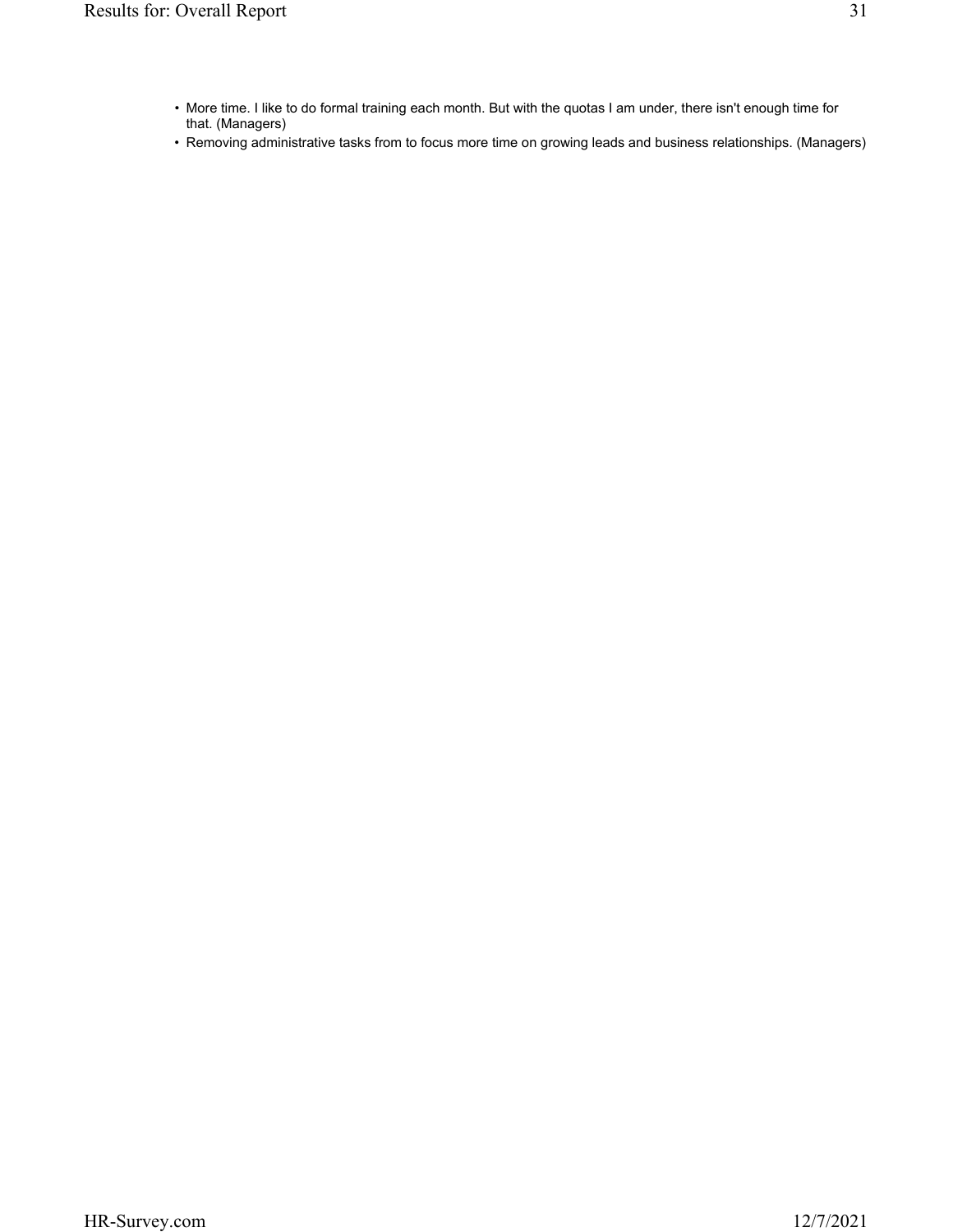- More time. I like to do formal training each month. But with the quotas I am under, there isn't enough time for that. (Managers)
- Removing administrative tasks from to focus more time on growing leads and business relationships. (Managers)